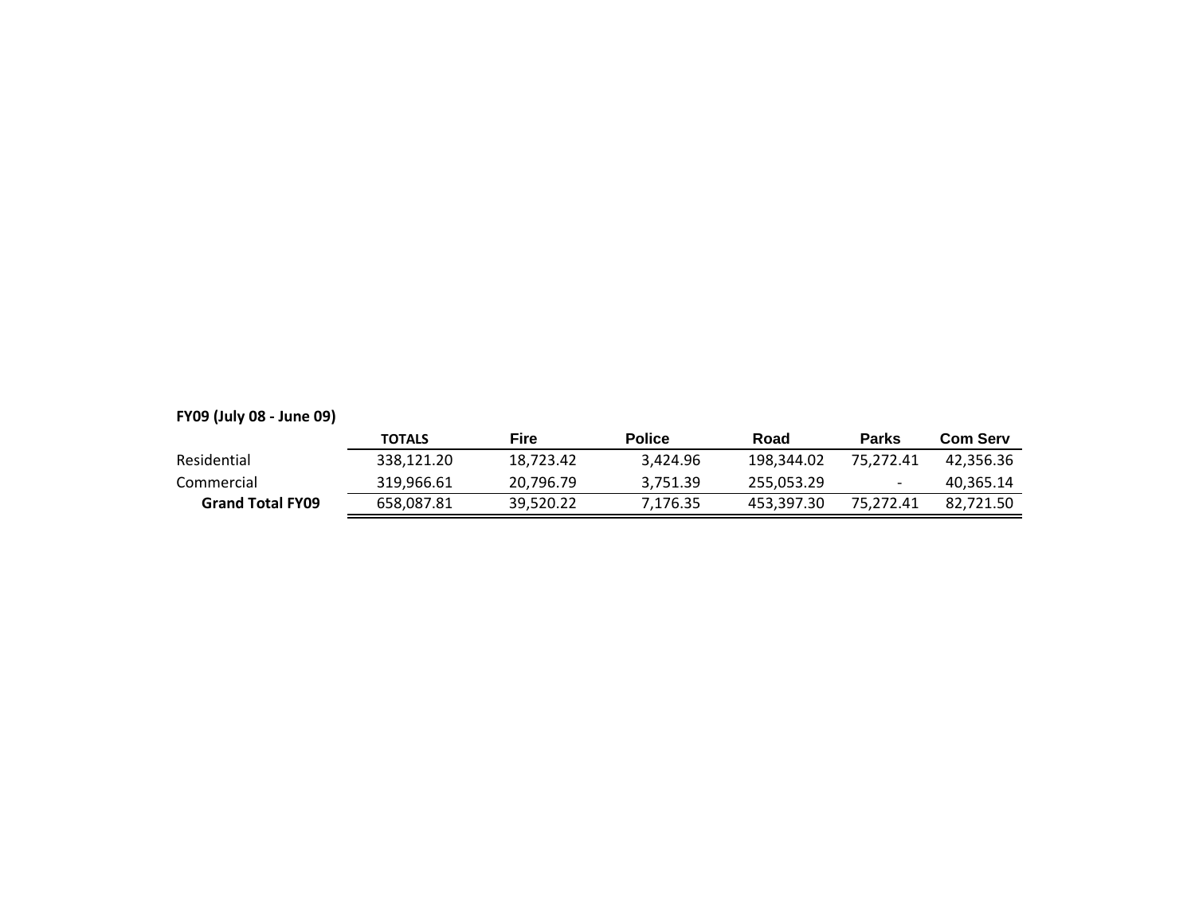**FY09 (July 08 - June 09)**

| | TOTALS | Fire | Police | Road | Parks | Com Serv |
|---|---|---|---|---|---|---|
| Residential | 338,121.20 | 18,723.42 | 3,424.96 | 198,344.02 | 75,272.41 | 42,356.36 |
| Commercial | 319,966.61 | 20,796.79 | 3,751.39 | 255,053.29 | - | 40,365.14 |
| **Grand Total FY09** | 658,087.81 | 39,520.22 | 7,176.35 | 453,397.30 | 75,272.41 | 82,721.50 |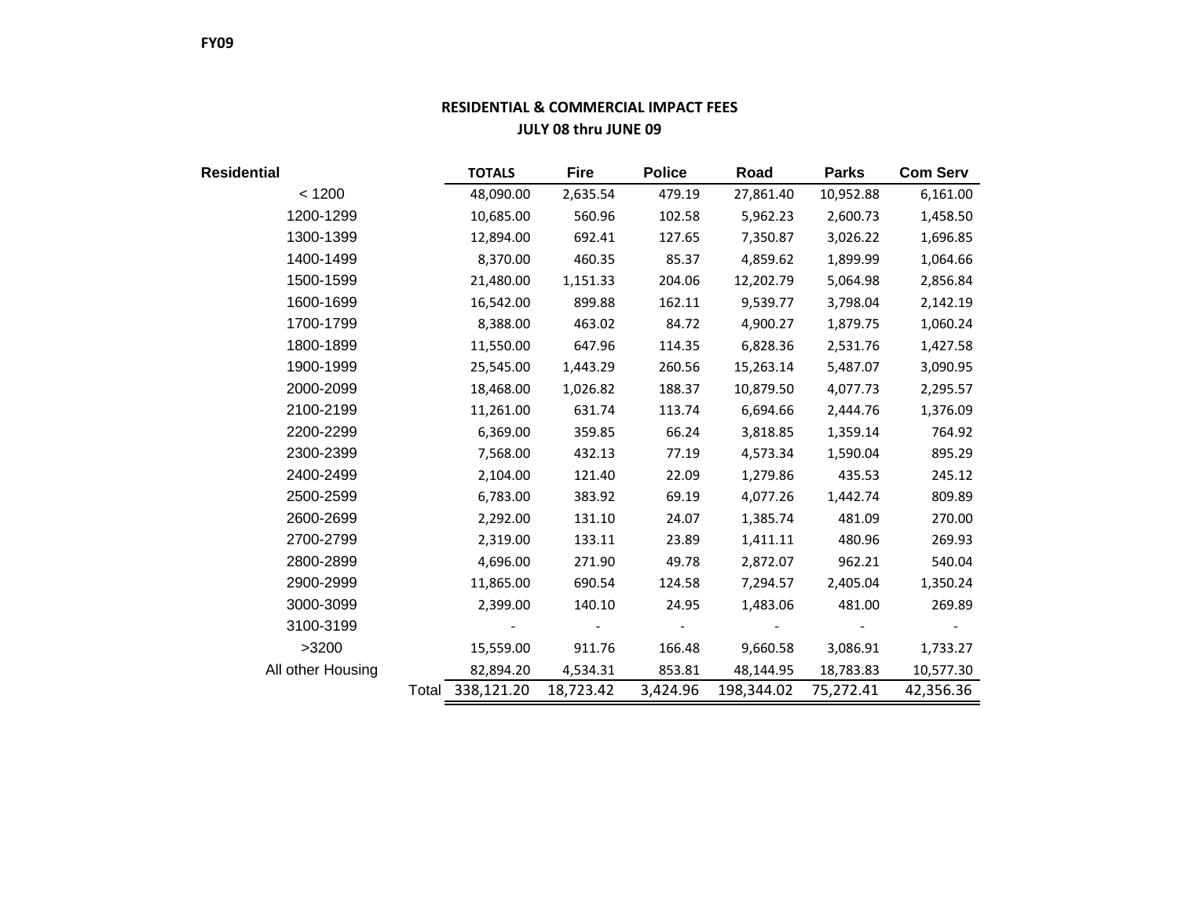**FY09**

## RESIDENTIAL & COMMERCIAL IMPACT FEES
### JULY 08 thru JUNE 09

| Residential | | TOTALS | Fire | Police | Road | Parks | Com Serv |
|---|---|---|---|---|---|---|---|
| < 1200 | | 48,090.00 | 2,635.54 | 479.19 | 27,861.40 | 10,952.88 | 6,161.00 |
| 1200-1299 | | 10,685.00 | 560.96 | 102.58 | 5,962.23 | 2,600.73 | 1,458.50 |
| 1300-1399 | | 12,894.00 | 692.41 | 127.65 | 7,350.87 | 3,026.22 | 1,696.85 |
| 1400-1499 | | 8,370.00 | 460.35 | 85.37 | 4,859.62 | 1,899.99 | 1,064.66 |
| 1500-1599 | | 21,480.00 | 1,151.33 | 204.06 | 12,202.79 | 5,064.98 | 2,856.84 |
| 1600-1699 | | 16,542.00 | 899.88 | 162.11 | 9,539.77 | 3,798.04 | 2,142.19 |
| 1700-1799 | | 8,388.00 | 463.02 | 84.72 | 4,900.27 | 1,879.75 | 1,060.24 |
| 1800-1899 | | 11,550.00 | 647.96 | 114.35 | 6,828.36 | 2,531.76 | 1,427.58 |
| 1900-1999 | | 25,545.00 | 1,443.29 | 260.56 | 15,263.14 | 5,487.07 | 3,090.95 |
| 2000-2099 | | 18,468.00 | 1,026.82 | 188.37 | 10,879.50 | 4,077.73 | 2,295.57 |
| 2100-2199 | | 11,261.00 | 631.74 | 113.74 | 6,694.66 | 2,444.76 | 1,376.09 |
| 2200-2299 | | 6,369.00 | 359.85 | 66.24 | 3,818.85 | 1,359.14 | 764.92 |
| 2300-2399 | | 7,568.00 | 432.13 | 77.19 | 4,573.34 | 1,590.04 | 895.29 |
| 2400-2499 | | 2,104.00 | 121.40 | 22.09 | 1,279.86 | 435.53 | 245.12 |
| 2500-2599 | | 6,783.00 | 383.92 | 69.19 | 4,077.26 | 1,442.74 | 809.89 |
| 2600-2699 | | 2,292.00 | 131.10 | 24.07 | 1,385.74 | 481.09 | 270.00 |
| 2700-2799 | | 2,319.00 | 133.11 | 23.89 | 1,411.11 | 480.96 | 269.93 |
| 2800-2899 | | 4,696.00 | 271.90 | 49.78 | 2,872.07 | 962.21 | 540.04 |
| 2900-2999 | | 11,865.00 | 690.54 | 124.58 | 7,294.57 | 2,405.04 | 1,350.24 |
| 3000-3099 | | 2,399.00 | 140.10 | 24.95 | 1,483.06 | 481.00 | 269.89 |
| 3100-3199 | | - | - | - | - | - | - |
| >3200 | | 15,559.00 | 911.76 | 166.48 | 9,660.58 | 3,086.91 | 1,733.27 |
| All other Housing | | 82,894.20 | 4,534.31 | 853.81 | 48,144.95 | 18,783.83 | 10,577.30 |
| | Total | 338,121.20 | 18,723.42 | 3,424.96 | 198,344.02 | 75,272.41 | 42,356.36 |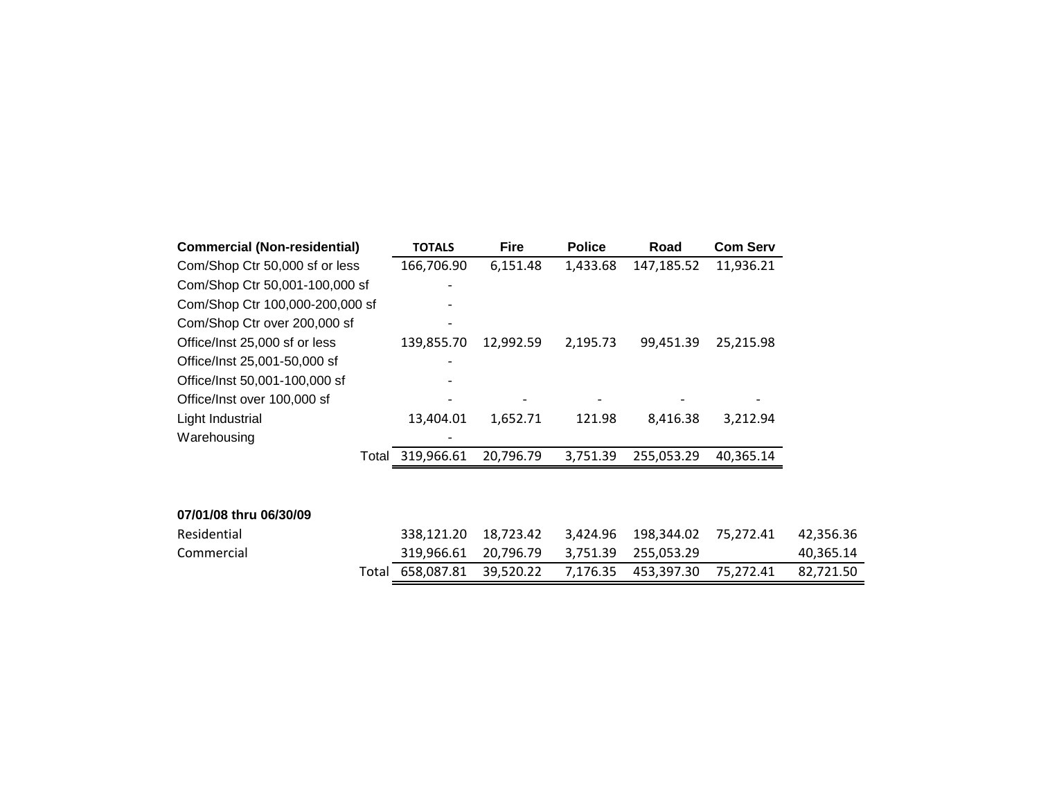| Commercial (Non-residential) | TOTALS | Fire | Police | Road | Com Serv |
|---|---|---|---|---|---|
| Com/Shop Ctr 50,000 sf or less | 166,706.90 | 6,151.48 | 1,433.68 | 147,185.52 | 11,936.21 |
| Com/Shop Ctr 50,001-100,000 sf | - | | | | |
| Com/Shop Ctr 100,000-200,000 sf | - | | | | |
| Com/Shop Ctr over 200,000 sf | - | | | | |
| Office/Inst 25,000 sf or less | 139,855.70 | 12,992.59 | 2,195.73 | 99,451.39 | 25,215.98 |
| Office/Inst 25,001-50,000 sf | - | | | | |
| Office/Inst 50,001-100,000 sf | - | | | | |
| Office/Inst over 100,000 sf | - | - | - | - | - |
| Light Industrial | 13,404.01 | 1,652.71 | 121.98 | 8,416.38 | 3,212.94 |
| Warehousing | - | | | | |
| Total | 319,966.61 | 20,796.79 | 3,751.39 | 255,053.29 | 40,365.14 |

**07/01/08 thru 06/30/09**

| | | | | | | |
|---|---|---|---|---|---|---|
| Residential | 338,121.20 | 18,723.42 | 3,424.96 | 198,344.02 | 75,272.41 | 42,356.36 |
| Commercial | 319,966.61 | 20,796.79 | 3,751.39 | 255,053.29 | | 40,365.14 |
| Total | 658,087.81 | 39,520.22 | 7,176.35 | 453,397.30 | 75,272.41 | 82,721.50 |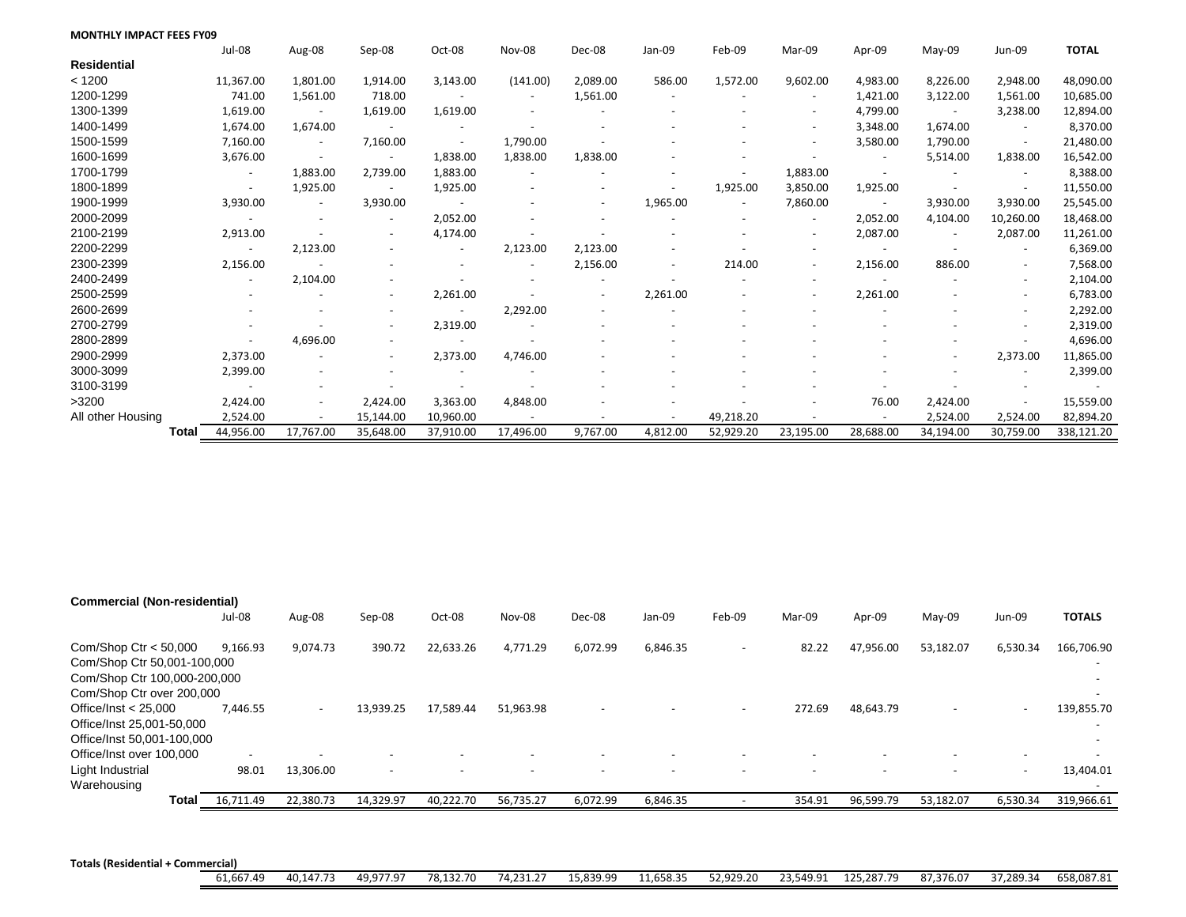**MONTHLY IMPACT FEES FY09**

| | Jul-08 | Aug-08 | Sep-08 | Oct-08 | Nov-08 | Dec-08 | Jan-09 | Feb-09 | Mar-09 | Apr-09 | May-09 | Jun-09 | TOTAL |
|---|---|---|---|---|---|---|---|---|---|---|---|---|---|
| **Residential** | | | | | | | | | | | | | |
| < 1200 | 11,367.00 | 1,801.00 | 1,914.00 | 3,143.00 | (141.00) | 2,089.00 | 586.00 | 1,572.00 | 9,602.00 | 4,983.00 | 8,226.00 | 2,948.00 | 48,090.00 |
| 1200-1299 | 741.00 | 1,561.00 | 718.00 | - | - | 1,561.00 | - | - | - | 1,421.00 | 3,122.00 | 1,561.00 | 10,685.00 |
| 1300-1399 | 1,619.00 | - | 1,619.00 | 1,619.00 | - | - | - | - | - | 4,799.00 | - | 3,238.00 | 12,894.00 |
| 1400-1499 | 1,674.00 | 1,674.00 | - | - | - | - | - | - | - | 3,348.00 | 1,674.00 | - | 8,370.00 |
| 1500-1599 | 7,160.00 | - | 7,160.00 | - | 1,790.00 | - | - | - | - | 3,580.00 | 1,790.00 | - | 21,480.00 |
| 1600-1699 | 3,676.00 | - | - | 1,838.00 | 1,838.00 | 1,838.00 | - | - | - | - | 5,514.00 | 1,838.00 | 16,542.00 |
| 1700-1799 | - | 1,883.00 | 2,739.00 | 1,883.00 | - | - | - | - | 1,883.00 | - | - | - | 8,388.00 |
| 1800-1899 | - | 1,925.00 | - | 1,925.00 | - | - | - | 1,925.00 | 3,850.00 | 1,925.00 | - | - | 11,550.00 |
| 1900-1999 | 3,930.00 | - | 3,930.00 | - | - | - | 1,965.00 | - | 7,860.00 | - | 3,930.00 | 3,930.00 | 25,545.00 |
| 2000-2099 | - | - | - | 2,052.00 | - | - | - | - | - | 2,052.00 | 4,104.00 | 10,260.00 | 18,468.00 |
| 2100-2199 | 2,913.00 | - | - | 4,174.00 | - | - | - | - | - | 2,087.00 | - | 2,087.00 | 11,261.00 |
| 2200-2299 | - | 2,123.00 | - | - | 2,123.00 | 2,123.00 | - | - | - | - | - | - | 6,369.00 |
| 2300-2399 | 2,156.00 | - | - | - | - | 2,156.00 | - | 214.00 | - | 2,156.00 | 886.00 | - | 7,568.00 |
| 2400-2499 | - | 2,104.00 | - | - | - | - | - | - | - | - | - | - | 2,104.00 |
| 2500-2599 | - | - | - | 2,261.00 | - | - | 2,261.00 | - | - | 2,261.00 | - | - | 6,783.00 |
| 2600-2699 | - | - | - | - | 2,292.00 | - | - | - | - | - | - | - | 2,292.00 |
| 2700-2799 | - | - | - | 2,319.00 | - | - | - | - | - | - | - | - | 2,319.00 |
| 2800-2899 | - | 4,696.00 | - | - | - | - | - | - | - | - | - | - | 4,696.00 |
| 2900-2999 | 2,373.00 | - | - | 2,373.00 | 4,746.00 | - | - | - | - | - | - | 2,373.00 | 11,865.00 |
| 3000-3099 | 2,399.00 | - | - | - | - | - | - | - | - | - | - | - | 2,399.00 |
| 3100-3199 | - | - | - | - | - | - | - | - | - | - | - | - | - |
| >3200 | 2,424.00 | - | 2,424.00 | 3,363.00 | 4,848.00 | - | - | - | - | 76.00 | 2,424.00 | - | 15,559.00 |
| All other Housing | 2,524.00 | - | 15,144.00 | 10,960.00 | - | - | - | 49,218.20 | - | - | 2,524.00 | 2,524.00 | 82,894.20 |
| **Total** | 44,956.00 | 17,767.00 | 35,648.00 | 37,910.00 | 17,496.00 | 9,767.00 | 4,812.00 | 52,929.20 | 23,195.00 | 28,688.00 | 34,194.00 | 30,759.00 | 338,121.20 |

**Commercial (Non-residential)**

| | Jul-08 | Aug-08 | Sep-08 | Oct-08 | Nov-08 | Dec-08 | Jan-09 | Feb-09 | Mar-09 | Apr-09 | May-09 | Jun-09 | TOTALS |
|---|---|---|---|---|---|---|---|---|---|---|---|---|---|
| Com/Shop Ctr < 50,000 | 9,166.93 | 9,074.73 | 390.72 | 22,633.26 | 4,771.29 | 6,072.99 | 6,846.35 | - | 82.22 | 47,956.00 | 53,182.07 | 6,530.34 | 166,706.90 |
| Com/Shop Ctr 50,001-100,000 | | | | | | | | | | | | | - |
| Com/Shop Ctr 100,000-200,000 | | | | | | | | | | | | | - |
| Com/Shop Ctr over 200,000 | | | | | | | | | | | | | - |
| Office/Inst < 25,000 | 7,446.55 | - | 13,939.25 | 17,589.44 | 51,963.98 | - | - | - | 272.69 | 48,643.79 | - | - | 139,855.70 |
| Office/Inst 25,001-50,000 | | | | | | | | | | | | | - |
| Office/Inst 50,001-100,000 | | | | | | | | | | | | | - |
| Office/Inst over 100,000 | - | - | - | - | - | - | - | - | - | - | - | - | - |
| Light Industrial | 98.01 | 13,306.00 | - | - | - | - | - | - | - | - | - | - | 13,404.01 |
| Warehousing | | | | | | | | | | | | | - |
| **Total** | 16,711.49 | 22,380.73 | 14,329.97 | 40,222.70 | 56,735.27 | 6,072.99 | 6,846.35 | - | 354.91 | 96,599.79 | 53,182.07 | 6,530.34 | 319,966.61 |

**Totals (Residential + Commercial)**

| | Jul-08 | Aug-08 | Sep-08 | Oct-08 | Nov-08 | Dec-08 | Jan-09 | Feb-09 | Mar-09 | Apr-09 | May-09 | Jun-09 | TOTAL |
|---|---|---|---|---|---|---|---|---|---|---|---|---|---|
| | 61,667.49 | 40,147.73 | 49,977.97 | 78,132.70 | 74,231.27 | 15,839.99 | 11,658.35 | 52,929.20 | 23,549.91 | 125,287.79 | 87,376.07 | 37,289.34 | 658,087.81 |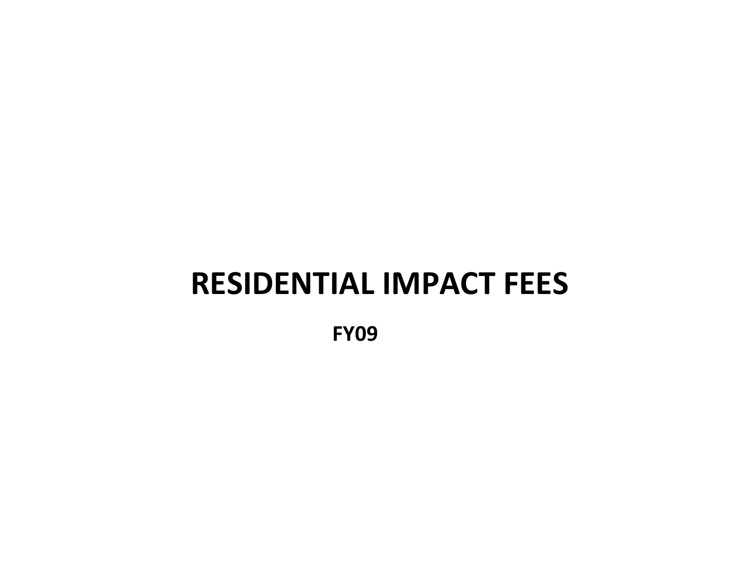# RESIDENTIAL IMPACT FEES

**FY09**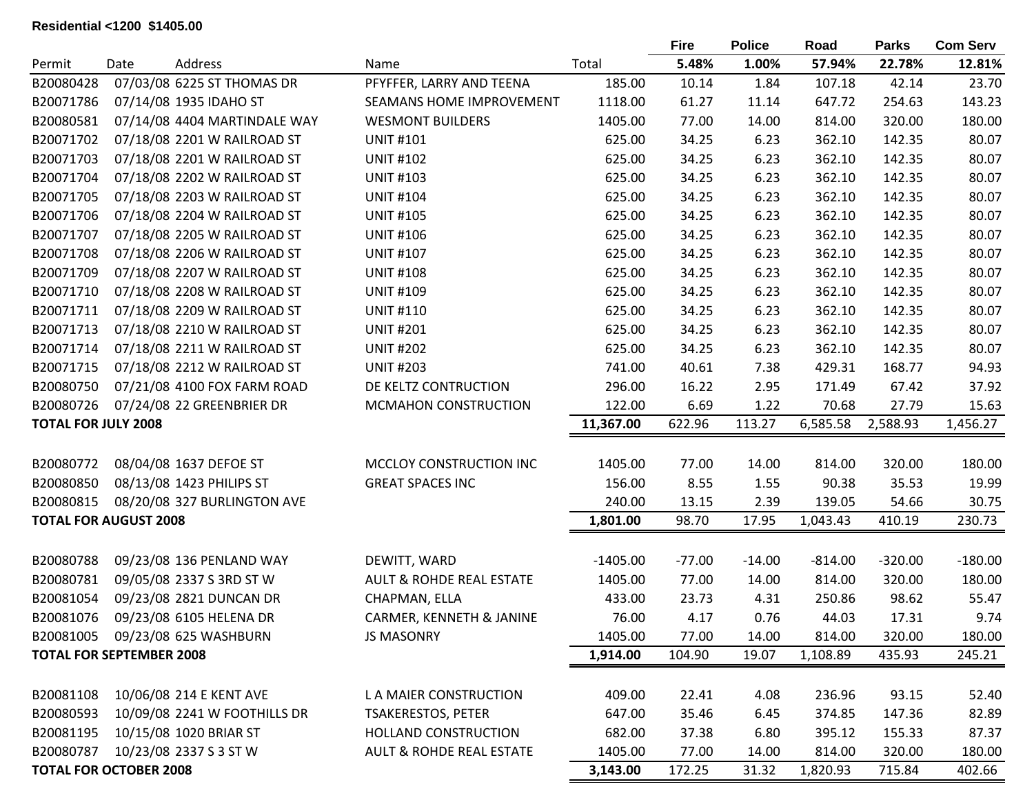**Residential <1200 $1405.00**

| Permit | Date | Address | Name | Total | Fire 5.48% | Police 1.00% | Road 57.94% | Parks 22.78% | Com Serv 12.81% |
|---|---|---|---|---|---|---|---|---|---|
| B20080428 | 07/03/08 | 6225 ST THOMAS DR | PFYFFER, LARRY AND TEENA | 185.00 | 10.14 | 1.84 | 107.18 | 42.14 | 23.70 |
| B20071786 | 07/14/08 | 1935 IDAHO ST | SEAMANS HOME IMPROVEMENT | 1118.00 | 61.27 | 11.14 | 647.72 | 254.63 | 143.23 |
| B20080581 | 07/14/08 | 4404 MARTINDALE WAY | WESMONT BUILDERS | 1405.00 | 77.00 | 14.00 | 814.00 | 320.00 | 180.00 |
| B20071702 | 07/18/08 | 2201 W RAILROAD ST | UNIT #101 | 625.00 | 34.25 | 6.23 | 362.10 | 142.35 | 80.07 |
| B20071703 | 07/18/08 | 2201 W RAILROAD ST | UNIT #102 | 625.00 | 34.25 | 6.23 | 362.10 | 142.35 | 80.07 |
| B20071704 | 07/18/08 | 2202 W RAILROAD ST | UNIT #103 | 625.00 | 34.25 | 6.23 | 362.10 | 142.35 | 80.07 |
| B20071705 | 07/18/08 | 2203 W RAILROAD ST | UNIT #104 | 625.00 | 34.25 | 6.23 | 362.10 | 142.35 | 80.07 |
| B20071706 | 07/18/08 | 2204 W RAILROAD ST | UNIT #105 | 625.00 | 34.25 | 6.23 | 362.10 | 142.35 | 80.07 |
| B20071707 | 07/18/08 | 2205 W RAILROAD ST | UNIT #106 | 625.00 | 34.25 | 6.23 | 362.10 | 142.35 | 80.07 |
| B20071708 | 07/18/08 | 2206 W RAILROAD ST | UNIT #107 | 625.00 | 34.25 | 6.23 | 362.10 | 142.35 | 80.07 |
| B20071709 | 07/18/08 | 2207 W RAILROAD ST | UNIT #108 | 625.00 | 34.25 | 6.23 | 362.10 | 142.35 | 80.07 |
| B20071710 | 07/18/08 | 2208 W RAILROAD ST | UNIT #109 | 625.00 | 34.25 | 6.23 | 362.10 | 142.35 | 80.07 |
| B20071711 | 07/18/08 | 2209 W RAILROAD ST | UNIT #110 | 625.00 | 34.25 | 6.23 | 362.10 | 142.35 | 80.07 |
| B20071713 | 07/18/08 | 2210 W RAILROAD ST | UNIT #201 | 625.00 | 34.25 | 6.23 | 362.10 | 142.35 | 80.07 |
| B20071714 | 07/18/08 | 2211 W RAILROAD ST | UNIT #202 | 625.00 | 34.25 | 6.23 | 362.10 | 142.35 | 80.07 |
| B20071715 | 07/18/08 | 2212 W RAILROAD ST | UNIT #203 | 741.00 | 40.61 | 7.38 | 429.31 | 168.77 | 94.93 |
| B20080750 | 07/21/08 | 4100 FOX FARM ROAD | DE KELTZ CONTRUCTION | 296.00 | 16.22 | 2.95 | 171.49 | 67.42 | 37.92 |
| B20080726 | 07/24/08 | 22 GREENBRIER DR | MCMAHON CONSTRUCTION | 122.00 | 6.69 | 1.22 | 70.68 | 27.79 | 15.63 |
| **TOTAL FOR JULY 2008** | | | | **11,367.00** | 622.96 | 113.27 | 6,585.58 | 2,588.93 | 1,456.27 |
| | | | | | | | | | |
| B20080772 | 08/04/08 | 1637 DEFOE ST | MCCLOY CONSTRUCTION INC | 1405.00 | 77.00 | 14.00 | 814.00 | 320.00 | 180.00 |
| B20080850 | 08/13/08 | 1423 PHILIPS ST | GREAT SPACES INC | 156.00 | 8.55 | 1.55 | 90.38 | 35.53 | 19.99 |
| B20080815 | 08/20/08 | 327 BURLINGTON AVE | | 240.00 | 13.15 | 2.39 | 139.05 | 54.66 | 30.75 |
| **TOTAL FOR AUGUST 2008** | | | | **1,801.00** | 98.70 | 17.95 | 1,043.43 | 410.19 | 230.73 |
| | | | | | | | | | |
| B20080788 | 09/23/08 | 136 PENLAND WAY | DEWITT, WARD | -1405.00 | -77.00 | -14.00 | -814.00 | -320.00 | -180.00 |
| B20080781 | 09/05/08 | 2337 S 3RD ST W | AULT & ROHDE REAL ESTATE | 1405.00 | 77.00 | 14.00 | 814.00 | 320.00 | 180.00 |
| B20081054 | 09/23/08 | 2821 DUNCAN DR | CHAPMAN, ELLA | 433.00 | 23.73 | 4.31 | 250.86 | 98.62 | 55.47 |
| B20081076 | 09/23/08 | 6105 HELENA DR | CARMER, KENNETH & JANINE | 76.00 | 4.17 | 0.76 | 44.03 | 17.31 | 9.74 |
| B20081005 | 09/23/08 | 625 WASHBURN | JS MASONRY | 1405.00 | 77.00 | 14.00 | 814.00 | 320.00 | 180.00 |
| **TOTAL FOR SEPTEMBER 2008** | | | | **1,914.00** | 104.90 | 19.07 | 1,108.89 | 435.93 | 245.21 |
| | | | | | | | | | |
| B20081108 | 10/06/08 | 214 E KENT AVE | L A MAIER CONSTRUCTION | 409.00 | 22.41 | 4.08 | 236.96 | 93.15 | 52.40 |
| B20080593 | 10/09/08 | 2241 W FOOTHILLS DR | TSAKERESTOS, PETER | 647.00 | 35.46 | 6.45 | 374.85 | 147.36 | 82.89 |
| B20081195 | 10/15/08 | 1020 BRIAR ST | HOLLAND CONSTRUCTION | 682.00 | 37.38 | 6.80 | 395.12 | 155.33 | 87.37 |
| B20080787 | 10/23/08 | 2337 S 3 ST W | AULT & ROHDE REAL ESTATE | 1405.00 | 77.00 | 14.00 | 814.00 | 320.00 | 180.00 |
| **TOTAL FOR OCTOBER 2008** | | | | **3,143.00** | 172.25 | 31.32 | 1,820.93 | 715.84 | 402.66 |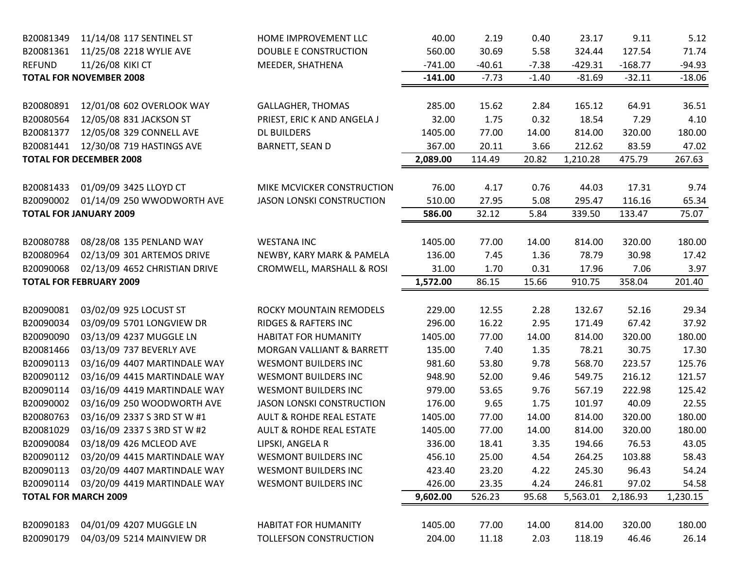| | | | | | | | | | |
|---|---|---|---|---|---|---|---|---|---|
| B20081349 | 11/14/08 | 117 SENTINEL ST | HOME IMPROVEMENT LLC | 40.00 | 2.19 | 0.40 | 23.17 | 9.11 | 5.12 |
| B20081361 | 11/25/08 | 2218 WYLIE AVE | DOUBLE E CONSTRUCTION | 560.00 | 30.69 | 5.58 | 324.44 | 127.54 | 71.74 |
| REFUND | 11/26/08 | KIKI CT | MEEDER, SHATHENA | -741.00 | -40.61 | -7.38 | -429.31 | -168.77 | -94.93 |
| **TOTAL FOR NOVEMBER 2008** | | | | **-141.00** | -7.73 | -1.40 | -81.69 | -32.11 | -18.06 |
| B20080891 | 12/01/08 | 602 OVERLOOK WAY | GALLAGHER, THOMAS | 285.00 | 15.62 | 2.84 | 165.12 | 64.91 | 36.51 |
| B20080564 | 12/05/08 | 831 JACKSON ST | PRIEST, ERIC K AND ANGELA J | 32.00 | 1.75 | 0.32 | 18.54 | 7.29 | 4.10 |
| B20081377 | 12/05/08 | 329 CONNELL AVE | DL BUILDERS | 1405.00 | 77.00 | 14.00 | 814.00 | 320.00 | 180.00 |
| B20081441 | 12/30/08 | 719 HASTINGS AVE | BARNETT, SEAN D | 367.00 | 20.11 | 3.66 | 212.62 | 83.59 | 47.02 |
| **TOTAL FOR DECEMBER 2008** | | | | **2,089.00** | 114.49 | 20.82 | 1,210.28 | 475.79 | 267.63 |
| B20081433 | 01/09/09 | 3425 LLOYD CT | MIKE MCVICKER CONSTRUCTION | 76.00 | 4.17 | 0.76 | 44.03 | 17.31 | 9.74 |
| B20090002 | 01/14/09 | 250 WWODWORTH AVE | JASON LONSKI CONSTRUCTION | 510.00 | 27.95 | 5.08 | 295.47 | 116.16 | 65.34 |
| **TOTAL FOR JANUARY 2009** | | | | **586.00** | 32.12 | 5.84 | 339.50 | 133.47 | 75.07 |
| B20080788 | 08/28/08 | 135 PENLAND WAY | WESTANA INC | 1405.00 | 77.00 | 14.00 | 814.00 | 320.00 | 180.00 |
| B20080964 | 02/13/09 | 301 ARTEMOS DRIVE | NEWBY, KARY MARK & PAMELA | 136.00 | 7.45 | 1.36 | 78.79 | 30.98 | 17.42 |
| B20090068 | 02/13/09 | 4652 CHRISTIAN DRIVE | CROMWELL, MARSHALL & ROSI | 31.00 | 1.70 | 0.31 | 17.96 | 7.06 | 3.97 |
| **TOTAL FOR FEBRUARY 2009** | | | | **1,572.00** | 86.15 | 15.66 | 910.75 | 358.04 | 201.40 |
| B20090081 | 03/02/09 | 925 LOCUST ST | ROCKY MOUNTAIN REMODELS | 229.00 | 12.55 | 2.28 | 132.67 | 52.16 | 29.34 |
| B20090034 | 03/09/09 | 5701 LONGVIEW DR | RIDGES & RAFTERS INC | 296.00 | 16.22 | 2.95 | 171.49 | 67.42 | 37.92 |
| B20090090 | 03/13/09 | 4237 MUGGLE LN | HABITAT FOR HUMANITY | 1405.00 | 77.00 | 14.00 | 814.00 | 320.00 | 180.00 |
| B20081466 | 03/13/09 | 737 BEVERLY AVE | MORGAN VALLIANT & BARRETT | 135.00 | 7.40 | 1.35 | 78.21 | 30.75 | 17.30 |
| B20090113 | 03/16/09 | 4407 MARTINDALE WAY | WESMONT BUILDERS INC | 981.60 | 53.80 | 9.78 | 568.70 | 223.57 | 125.76 |
| B20090112 | 03/16/09 | 4415 MARTINDALE WAY | WESMONT BUILDERS INC | 948.90 | 52.00 | 9.46 | 549.75 | 216.12 | 121.57 |
| B20090114 | 03/16/09 | 4419 MARTINDALE WAY | WESMONT BUILDERS INC | 979.00 | 53.65 | 9.76 | 567.19 | 222.98 | 125.42 |
| B20090002 | 03/16/09 | 250 WOODWORTH AVE | JASON LONSKI CONSTRUCTION | 176.00 | 9.65 | 1.75 | 101.97 | 40.09 | 22.55 |
| B20080763 | 03/16/09 | 2337 S 3RD ST W #1 | AULT & ROHDE REAL ESTATE | 1405.00 | 77.00 | 14.00 | 814.00 | 320.00 | 180.00 |
| B20081029 | 03/16/09 | 2337 S 3RD ST W #2 | AULT & ROHDE REAL ESTATE | 1405.00 | 77.00 | 14.00 | 814.00 | 320.00 | 180.00 |
| B20090084 | 03/18/09 | 426 MCLEOD AVE | LIPSKI, ANGELA R | 336.00 | 18.41 | 3.35 | 194.66 | 76.53 | 43.05 |
| B20090112 | 03/20/09 | 4415 MARTINDALE WAY | WESMONT BUILDERS INC | 456.10 | 25.00 | 4.54 | 264.25 | 103.88 | 58.43 |
| B20090113 | 03/20/09 | 4407 MARTINDALE WAY | WESMONT BUILDERS INC | 423.40 | 23.20 | 4.22 | 245.30 | 96.43 | 54.24 |
| B20090114 | 03/20/09 | 4419 MARTINDALE WAY | WESMONT BUILDERS INC | 426.00 | 23.35 | 4.24 | 246.81 | 97.02 | 54.58 |
| **TOTAL FOR MARCH 2009** | | | | **9,602.00** | 526.23 | 95.68 | 5,563.01 | 2,186.93 | 1,230.15 |
| B20090183 | 04/01/09 | 4207 MUGGLE LN | HABITAT FOR HUMANITY | 1405.00 | 77.00 | 14.00 | 814.00 | 320.00 | 180.00 |
| B20090179 | 04/03/09 | 5214 MAINVIEW DR | TOLLEFSON CONSTRUCTION | 204.00 | 11.18 | 2.03 | 118.19 | 46.46 | 26.14 |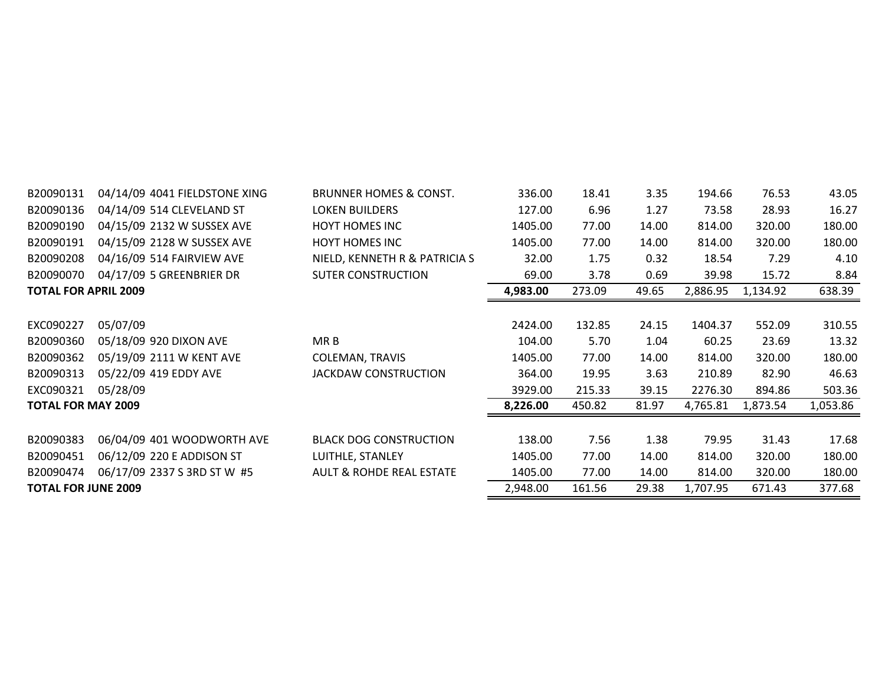| | | | | | | | | | |
|---|---|---|---|---|---|---|---|---|---|
| B20090131 | 04/14/09 | 4041 FIELDSTONE XING | BRUNNER HOMES & CONST. | 336.00 | 18.41 | 3.35 | 194.66 | 76.53 | 43.05 |
| B20090136 | 04/14/09 | 514 CLEVELAND ST | LOKEN BUILDERS | 127.00 | 6.96 | 1.27 | 73.58 | 28.93 | 16.27 |
| B20090190 | 04/15/09 | 2132 W SUSSEX AVE | HOYT HOMES INC | 1405.00 | 77.00 | 14.00 | 814.00 | 320.00 | 180.00 |
| B20090191 | 04/15/09 | 2128 W SUSSEX AVE | HOYT HOMES INC | 1405.00 | 77.00 | 14.00 | 814.00 | 320.00 | 180.00 |
| B20090208 | 04/16/09 | 514 FAIRVIEW AVE | NIELD, KENNETH R & PATRICIA S | 32.00 | 1.75 | 0.32 | 18.54 | 7.29 | 4.10 |
| B20090070 | 04/17/09 | 5 GREENBRIER DR | SUTER CONSTRUCTION | 69.00 | 3.78 | 0.69 | 39.98 | 15.72 | 8.84 |
| **TOTAL FOR APRIL 2009** | | | | **4,983.00** | 273.09 | 49.65 | 2,886.95 | 1,134.92 | 638.39 |
| | | | | | | | | | |
| EXC090227 | 05/07/09 | | | 2424.00 | 132.85 | 24.15 | 1404.37 | 552.09 | 310.55 |
| B20090360 | 05/18/09 | 920 DIXON AVE | MR B | 104.00 | 5.70 | 1.04 | 60.25 | 23.69 | 13.32 |
| B20090362 | 05/19/09 | 2111 W KENT AVE | COLEMAN, TRAVIS | 1405.00 | 77.00 | 14.00 | 814.00 | 320.00 | 180.00 |
| B20090313 | 05/22/09 | 419 EDDY AVE | JACKDAW CONSTRUCTION | 364.00 | 19.95 | 3.63 | 210.89 | 82.90 | 46.63 |
| EXC090321 | 05/28/09 | | | 3929.00 | 215.33 | 39.15 | 2276.30 | 894.86 | 503.36 |
| **TOTAL FOR MAY 2009** | | | | **8,226.00** | 450.82 | 81.97 | 4,765.81 | 1,873.54 | 1,053.86 |
| | | | | | | | | | |
| B20090383 | 06/04/09 | 401 WOODWORTH AVE | BLACK DOG CONSTRUCTION | 138.00 | 7.56 | 1.38 | 79.95 | 31.43 | 17.68 |
| B20090451 | 06/12/09 | 220 E ADDISON ST | LUITHLE, STANLEY | 1405.00 | 77.00 | 14.00 | 814.00 | 320.00 | 180.00 |
| B20090474 | 06/17/09 | 2337 S 3RD ST W #5 | AULT & ROHDE REAL ESTATE | 1405.00 | 77.00 | 14.00 | 814.00 | 320.00 | 180.00 |
| **TOTAL FOR JUNE 2009** | | | | 2,948.00 | 161.56 | 29.38 | 1,707.95 | 671.43 | 377.68 |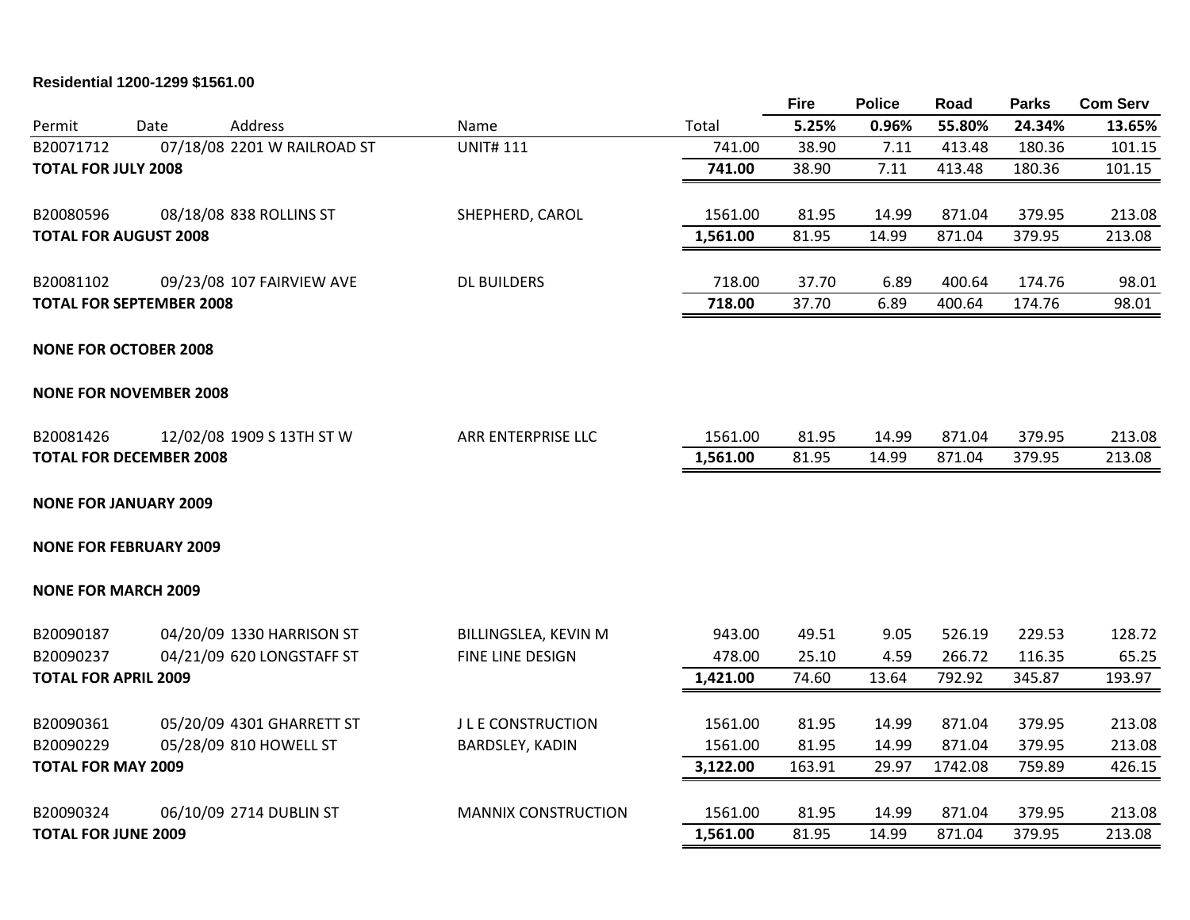**Residential 1200-1299 $1561.00**

| Permit | Date | Address | Name | Total | Fire 5.25% | Police 0.96% | Road 55.80% | Parks 24.34% | Com Serv 13.65% |
|---|---|---|---|---|---|---|---|---|---|
| B20071712 | 07/18/08 | 2201 W RAILROAD ST | UNIT# 111 | 741.00 | 38.90 | 7.11 | 413.48 | 180.36 | 101.15 |
| **TOTAL FOR JULY 2008** | | | | **741.00** | 38.90 | 7.11 | 413.48 | 180.36 | 101.15 |
| B20080596 | 08/18/08 | 838 ROLLINS ST | SHEPHERD, CAROL | 1561.00 | 81.95 | 14.99 | 871.04 | 379.95 | 213.08 |
| **TOTAL FOR AUGUST 2008** | | | | **1,561.00** | 81.95 | 14.99 | 871.04 | 379.95 | 213.08 |
| B20081102 | 09/23/08 | 107 FAIRVIEW AVE | DL BUILDERS | 718.00 | 37.70 | 6.89 | 400.64 | 174.76 | 98.01 |
| **TOTAL FOR SEPTEMBER 2008** | | | | **718.00** | 37.70 | 6.89 | 400.64 | 174.76 | 98.01 |
| **NONE FOR OCTOBER 2008** | | | | | | | | | |
| **NONE FOR NOVEMBER 2008** | | | | | | | | | |
| B20081426 | 12/02/08 | 1909 S 13TH ST W | ARR ENTERPRISE LLC | 1561.00 | 81.95 | 14.99 | 871.04 | 379.95 | 213.08 |
| **TOTAL FOR DECEMBER 2008** | | | | **1,561.00** | 81.95 | 14.99 | 871.04 | 379.95 | 213.08 |
| **NONE FOR JANUARY 2009** | | | | | | | | | |
| **NONE FOR FEBRUARY 2009** | | | | | | | | | |
| **NONE FOR MARCH 2009** | | | | | | | | | |
| B20090187 | 04/20/09 | 1330 HARRISON ST | BILLINGSLEA, KEVIN M | 943.00 | 49.51 | 9.05 | 526.19 | 229.53 | 128.72 |
| B20090237 | 04/21/09 | 620 LONGSTAFF ST | FINE LINE DESIGN | 478.00 | 25.10 | 4.59 | 266.72 | 116.35 | 65.25 |
| **TOTAL FOR APRIL 2009** | | | | **1,421.00** | 74.60 | 13.64 | 792.92 | 345.87 | 193.97 |
| B20090361 | 05/20/09 | 4301 GHARRETT ST | J L E CONSTRUCTION | 1561.00 | 81.95 | 14.99 | 871.04 | 379.95 | 213.08 |
| B20090229 | 05/28/09 | 810 HOWELL ST | BARDSLEY, KADIN | 1561.00 | 81.95 | 14.99 | 871.04 | 379.95 | 213.08 |
| **TOTAL FOR MAY 2009** | | | | **3,122.00** | 163.91 | 29.97 | 1742.08 | 759.89 | 426.15 |
| B20090324 | 06/10/09 | 2714 DUBLIN ST | MANNIX CONSTRUCTION | 1561.00 | 81.95 | 14.99 | 871.04 | 379.95 | 213.08 |
| **TOTAL FOR JUNE 2009** | | | | **1,561.00** | 81.95 | 14.99 | 871.04 | 379.95 | 213.08 |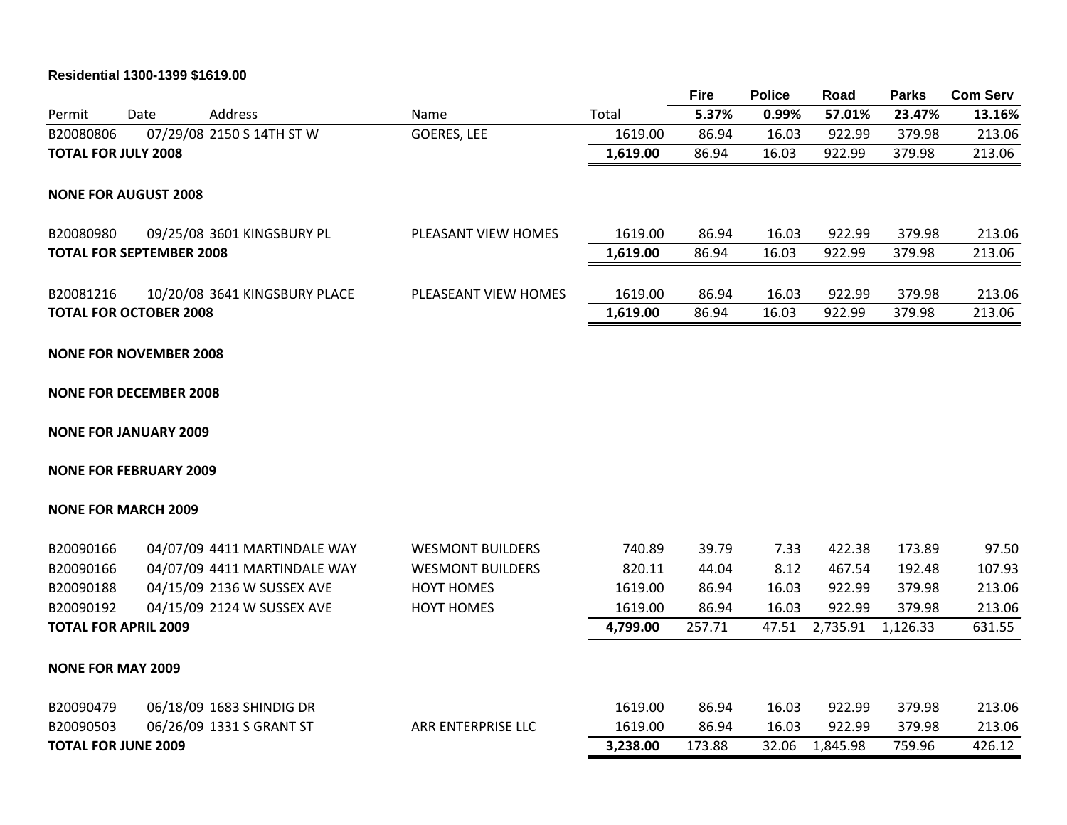**Residential 1300-1399 $1619.00**

| Permit | Date | Address | Name | Total | Fire 5.37% | Police 0.99% | Road 57.01% | Parks 23.47% | Com Serv 13.16% |
|---|---|---|---|---|---|---|---|---|---|
| B20080806 | 07/29/08 | 2150 S 14TH ST W | GOERES, LEE | 1619.00 | 86.94 | 16.03 | 922.99 | 379.98 | 213.06 |
| **TOTAL FOR JULY 2008** | | | | **1,619.00** | 86.94 | 16.03 | 922.99 | 379.98 | 213.06 |
| **NONE FOR AUGUST 2008** | | | | | | | | | |
| B20080980 | 09/25/08 | 3601 KINGSBURY PL | PLEASANT VIEW HOMES | 1619.00 | 86.94 | 16.03 | 922.99 | 379.98 | 213.06 |
| **TOTAL FOR SEPTEMBER 2008** | | | | **1,619.00** | 86.94 | 16.03 | 922.99 | 379.98 | 213.06 |
| B20081216 | 10/20/08 | 3641 KINGSBURY PLACE | PLEASEANT VIEW HOMES | 1619.00 | 86.94 | 16.03 | 922.99 | 379.98 | 213.06 |
| **TOTAL FOR OCTOBER 2008** | | | | **1,619.00** | 86.94 | 16.03 | 922.99 | 379.98 | 213.06 |
| **NONE FOR NOVEMBER 2008** | | | | | | | | | |
| **NONE FOR DECEMBER 2008** | | | | | | | | | |
| **NONE FOR JANUARY 2009** | | | | | | | | | |
| **NONE FOR FEBRUARY 2009** | | | | | | | | | |
| **NONE FOR MARCH 2009** | | | | | | | | | |
| B20090166 | 04/07/09 | 4411 MARTINDALE WAY | WESMONT BUILDERS | 740.89 | 39.79 | 7.33 | 422.38 | 173.89 | 97.50 |
| B20090166 | 04/07/09 | 4411 MARTINDALE WAY | WESMONT BUILDERS | 820.11 | 44.04 | 8.12 | 467.54 | 192.48 | 107.93 |
| B20090188 | 04/15/09 | 2136 W SUSSEX AVE | HOYT HOMES | 1619.00 | 86.94 | 16.03 | 922.99 | 379.98 | 213.06 |
| B20090192 | 04/15/09 | 2124 W SUSSEX AVE | HOYT HOMES | 1619.00 | 86.94 | 16.03 | 922.99 | 379.98 | 213.06 |
| **TOTAL FOR APRIL 2009** | | | | **4,799.00** | 257.71 | 47.51 | 2,735.91 | 1,126.33 | 631.55 |
| **NONE FOR MAY 2009** | | | | | | | | | |
| B20090479 | 06/18/09 | 1683 SHINDIG DR | | 1619.00 | 86.94 | 16.03 | 922.99 | 379.98 | 213.06 |
| B20090503 | 06/26/09 | 1331 S GRANT ST | ARR ENTERPRISE LLC | 1619.00 | 86.94 | 16.03 | 922.99 | 379.98 | 213.06 |
| **TOTAL FOR JUNE 2009** | | | | **3,238.00** | 173.88 | 32.06 | 1,845.98 | 759.96 | 426.12 |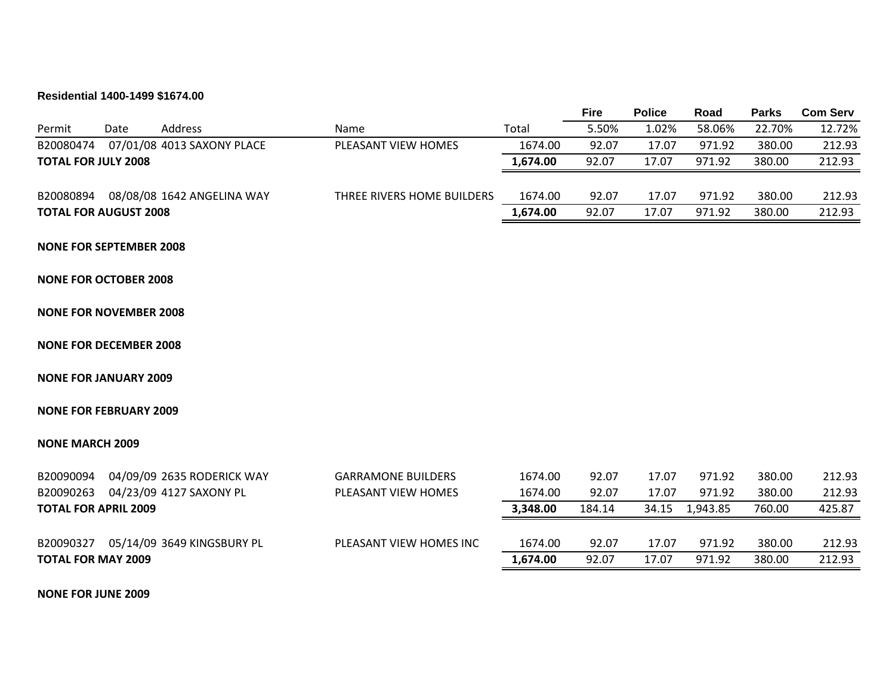**Residential 1400-1499 $1674.00**

| Permit | Date | Address | Name | Total | Fire | Police | Road | Parks | Com Serv |
|---|---|---|---|---|---|---|---|---|---|
| | | | | | 5.50% | 1.02% | 58.06% | 22.70% | 12.72% |
| B20080474 | 07/01/08 | 4013 SAXONY PLACE | PLEASANT VIEW HOMES | 1674.00 | 92.07 | 17.07 | 971.92 | 380.00 | 212.93 |
| **TOTAL FOR JULY 2008** | | | | **1,674.00** | 92.07 | 17.07 | 971.92 | 380.00 | 212.93 |
| B20080894 | 08/08/08 | 1642 ANGELINA WAY | THREE RIVERS HOME BUILDERS | 1674.00 | 92.07 | 17.07 | 971.92 | 380.00 | 212.93 |
| **TOTAL FOR AUGUST 2008** | | | | **1,674.00** | 92.07 | 17.07 | 971.92 | 380.00 | 212.93 |
| **NONE FOR SEPTEMBER 2008** | | | | | | | | | |
| **NONE FOR OCTOBER 2008** | | | | | | | | | |
| **NONE FOR NOVEMBER 2008** | | | | | | | | | |
| **NONE FOR DECEMBER 2008** | | | | | | | | | |
| **NONE FOR JANUARY 2009** | | | | | | | | | |
| **NONE FOR FEBRUARY 2009** | | | | | | | | | |
| **NONE MARCH 2009** | | | | | | | | | |
| B20090094 | 04/09/09 | 2635 RODERICK WAY | GARRAMONE BUILDERS | 1674.00 | 92.07 | 17.07 | 971.92 | 380.00 | 212.93 |
| B20090263 | 04/23/09 | 4127 SAXONY PL | PLEASANT VIEW HOMES | 1674.00 | 92.07 | 17.07 | 971.92 | 380.00 | 212.93 |
| **TOTAL FOR APRIL 2009** | | | | **3,348.00** | 184.14 | 34.15 | 1,943.85 | 760.00 | 425.87 |
| B20090327 | 05/14/09 | 3649 KINGSBURY PL | PLEASANT VIEW HOMES INC | 1674.00 | 92.07 | 17.07 | 971.92 | 380.00 | 212.93 |
| **TOTAL FOR MAY 2009** | | | | **1,674.00** | 92.07 | 17.07 | 971.92 | 380.00 | 212.93 |
| **NONE FOR JUNE 2009** | | | | | | | | | |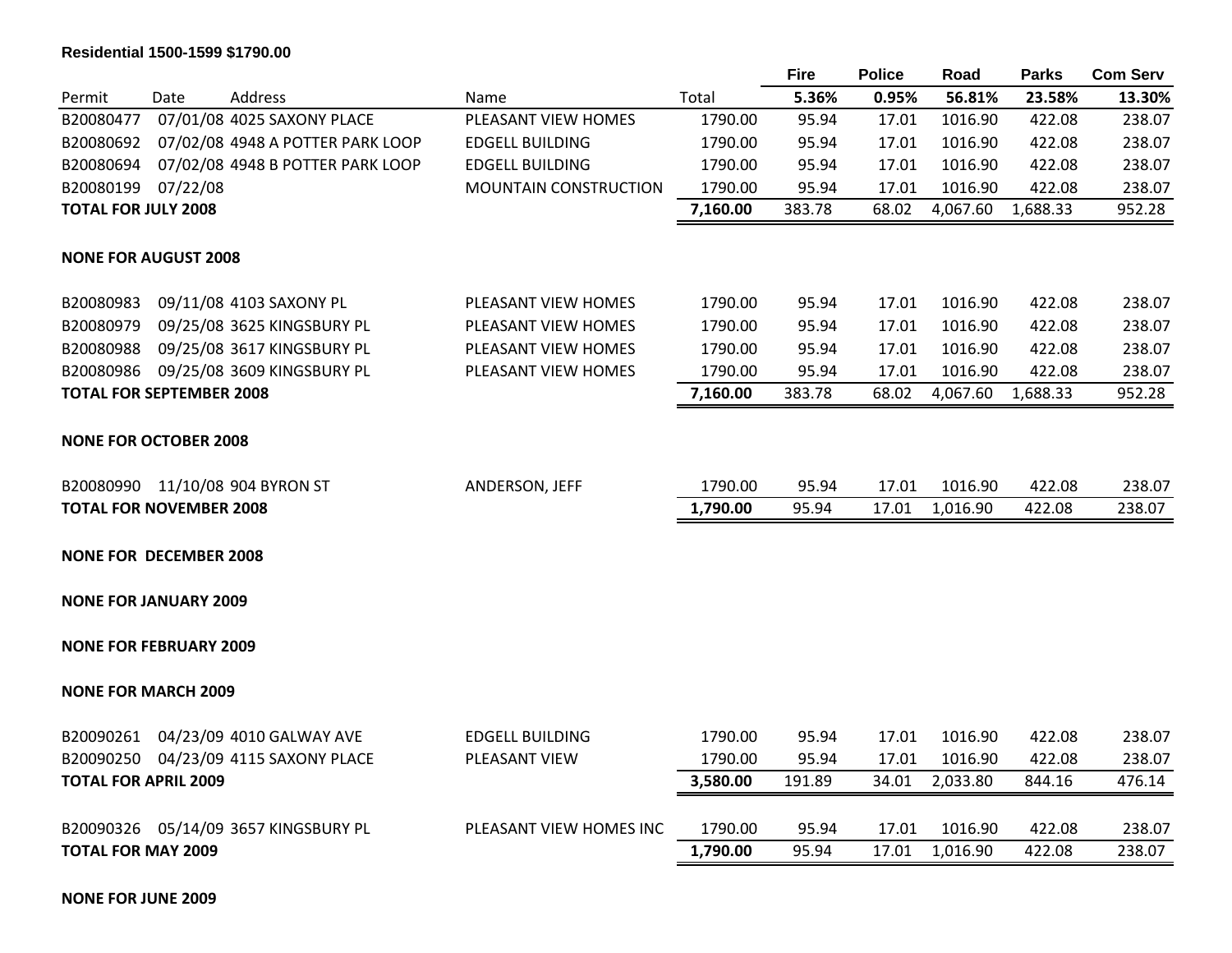**Residential 1500-1599 $1790.00**

| Permit | Date | Address | Name | Total | Fire 5.36% | Police 0.95% | Road 56.81% | Parks 23.58% | Com Serv 13.30% |
|---|---|---|---|---|---|---|---|---|---|
| B20080477 | 07/01/08 | 4025 SAXONY PLACE | PLEASANT VIEW HOMES | 1790.00 | 95.94 | 17.01 | 1016.90 | 422.08 | 238.07 |
| B20080692 | 07/02/08 | 4948 A POTTER PARK LOOP | EDGELL BUILDING | 1790.00 | 95.94 | 17.01 | 1016.90 | 422.08 | 238.07 |
| B20080694 | 07/02/08 | 4948 B POTTER PARK LOOP | EDGELL BUILDING | 1790.00 | 95.94 | 17.01 | 1016.90 | 422.08 | 238.07 |
| B20080199 | 07/22/08 | | MOUNTAIN CONSTRUCTION | 1790.00 | 95.94 | 17.01 | 1016.90 | 422.08 | 238.07 |
| **TOTAL FOR JULY 2008** | | | | **7,160.00** | 383.78 | 68.02 | 4,067.60 | 1,688.33 | 952.28 |
| **NONE FOR AUGUST 2008** | | | | | | | | | |
| B20080983 | 09/11/08 | 4103 SAXONY PL | PLEASANT VIEW HOMES | 1790.00 | 95.94 | 17.01 | 1016.90 | 422.08 | 238.07 |
| B20080979 | 09/25/08 | 3625 KINGSBURY PL | PLEASANT VIEW HOMES | 1790.00 | 95.94 | 17.01 | 1016.90 | 422.08 | 238.07 |
| B20080988 | 09/25/08 | 3617 KINGSBURY PL | PLEASANT VIEW HOMES | 1790.00 | 95.94 | 17.01 | 1016.90 | 422.08 | 238.07 |
| B20080986 | 09/25/08 | 3609 KINGSBURY PL | PLEASANT VIEW HOMES | 1790.00 | 95.94 | 17.01 | 1016.90 | 422.08 | 238.07 |
| **TOTAL FOR SEPTEMBER 2008** | | | | **7,160.00** | 383.78 | 68.02 | 4,067.60 | 1,688.33 | 952.28 |
| **NONE FOR OCTOBER 2008** | | | | | | | | | |
| B20080990 | 11/10/08 | 904 BYRON ST | ANDERSON, JEFF | 1790.00 | 95.94 | 17.01 | 1016.90 | 422.08 | 238.07 |
| **TOTAL FOR NOVEMBER 2008** | | | | **1,790.00** | 95.94 | 17.01 | 1,016.90 | 422.08 | 238.07 |
| **NONE FOR DECEMBER 2008** | | | | | | | | | |
| **NONE FOR JANUARY 2009** | | | | | | | | | |
| **NONE FOR FEBRUARY 2009** | | | | | | | | | |
| **NONE FOR MARCH 2009** | | | | | | | | | |
| B20090261 | 04/23/09 | 4010 GALWAY AVE | EDGELL BUILDING | 1790.00 | 95.94 | 17.01 | 1016.90 | 422.08 | 238.07 |
| B20090250 | 04/23/09 | 4115 SAXONY PLACE | PLEASANT VIEW | 1790.00 | 95.94 | 17.01 | 1016.90 | 422.08 | 238.07 |
| **TOTAL FOR APRIL 2009** | | | | **3,580.00** | 191.89 | 34.01 | 2,033.80 | 844.16 | 476.14 |
| B20090326 | 05/14/09 | 3657 KINGSBURY PL | PLEASANT VIEW HOMES INC | 1790.00 | 95.94 | 17.01 | 1016.90 | 422.08 | 238.07 |
| **TOTAL FOR MAY 2009** | | | | **1,790.00** | 95.94 | 17.01 | 1,016.90 | 422.08 | 238.07 |
| **NONE FOR JUNE 2009** | | | | | | | | | |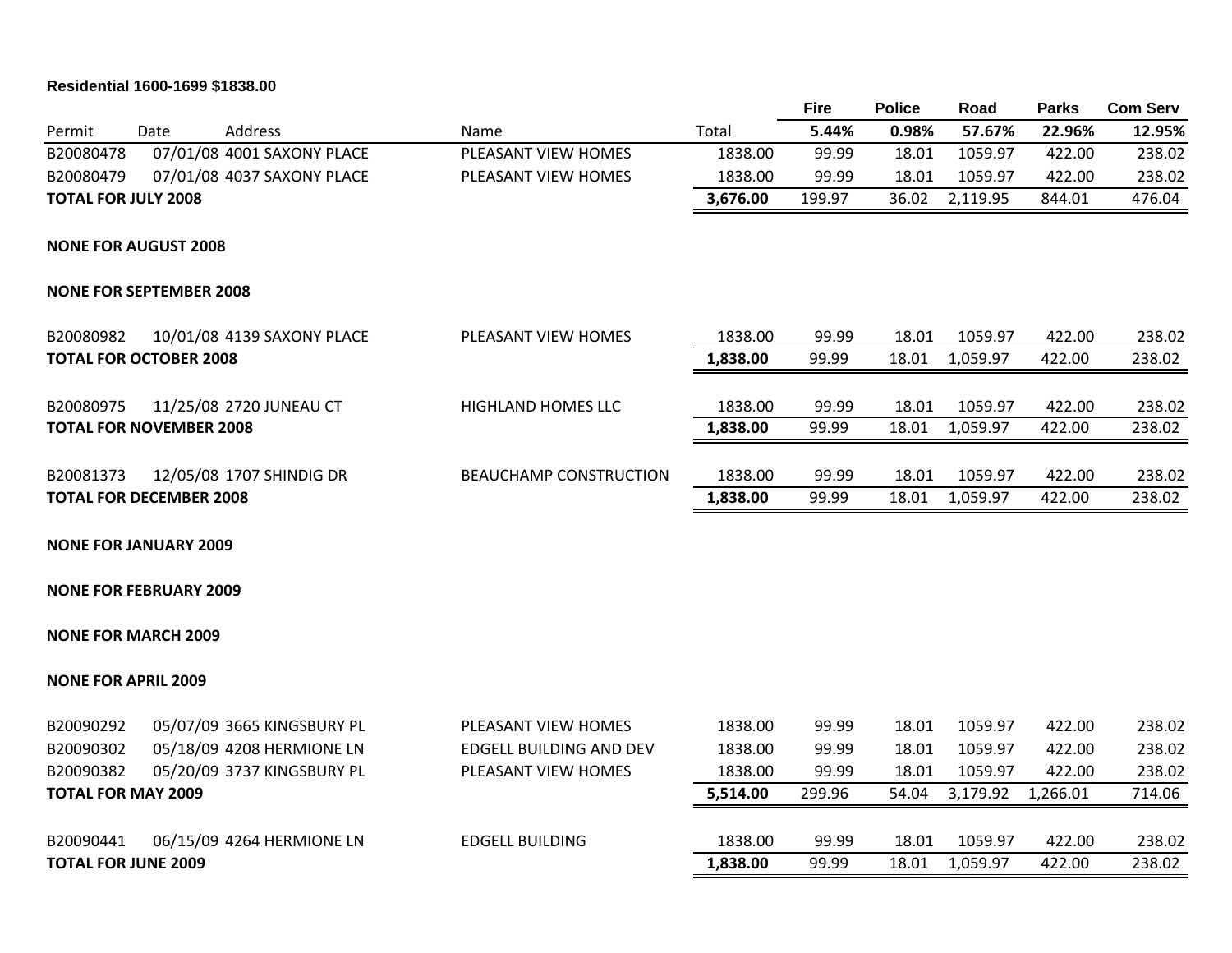**Residential 1600-1699 $1838.00**

| Permit | Date | Address | Name | Total | Fire 5.44% | Police 0.98% | Road 57.67% | Parks 22.96% | Com Serv 12.95% |
|---|---|---|---|---|---|---|---|---|---|
| B20080478 | 07/01/08 | 4001 SAXONY PLACE | PLEASANT VIEW HOMES | 1838.00 | 99.99 | 18.01 | 1059.97 | 422.00 | 238.02 |
| B20080479 | 07/01/08 | 4037 SAXONY PLACE | PLEASANT VIEW HOMES | 1838.00 | 99.99 | 18.01 | 1059.97 | 422.00 | 238.02 |
| **TOTAL FOR JULY 2008** | | | | **3,676.00** | 199.97 | 36.02 | 2,119.95 | 844.01 | 476.04 |
| **NONE FOR AUGUST 2008** | | | | | | | | | |
| **NONE FOR SEPTEMBER 2008** | | | | | | | | | |
| B20080982 | 10/01/08 | 4139 SAXONY PLACE | PLEASANT VIEW HOMES | 1838.00 | 99.99 | 18.01 | 1059.97 | 422.00 | 238.02 |
| **TOTAL FOR OCTOBER 2008** | | | | **1,838.00** | 99.99 | 18.01 | 1,059.97 | 422.00 | 238.02 |
| B20080975 | 11/25/08 | 2720 JUNEAU CT | HIGHLAND HOMES LLC | 1838.00 | 99.99 | 18.01 | 1059.97 | 422.00 | 238.02 |
| **TOTAL FOR NOVEMBER 2008** | | | | **1,838.00** | 99.99 | 18.01 | 1,059.97 | 422.00 | 238.02 |
| B20081373 | 12/05/08 | 1707 SHINDIG DR | BEAUCHAMP CONSTRUCTION | 1838.00 | 99.99 | 18.01 | 1059.97 | 422.00 | 238.02 |
| **TOTAL FOR DECEMBER 2008** | | | | **1,838.00** | 99.99 | 18.01 | 1,059.97 | 422.00 | 238.02 |
| **NONE FOR JANUARY 2009** | | | | | | | | | |
| **NONE FOR FEBRUARY 2009** | | | | | | | | | |
| **NONE FOR MARCH 2009** | | | | | | | | | |
| **NONE FOR APRIL 2009** | | | | | | | | | |
| B20090292 | 05/07/09 | 3665 KINGSBURY PL | PLEASANT VIEW HOMES | 1838.00 | 99.99 | 18.01 | 1059.97 | 422.00 | 238.02 |
| B20090302 | 05/18/09 | 4208 HERMIONE LN | EDGELL BUILDING AND DEV | 1838.00 | 99.99 | 18.01 | 1059.97 | 422.00 | 238.02 |
| B20090382 | 05/20/09 | 3737 KINGSBURY PL | PLEASANT VIEW HOMES | 1838.00 | 99.99 | 18.01 | 1059.97 | 422.00 | 238.02 |
| **TOTAL FOR MAY 2009** | | | | **5,514.00** | 299.96 | 54.04 | 3,179.92 | 1,266.01 | 714.06 |
| B20090441 | 06/15/09 | 4264 HERMIONE LN | EDGELL BUILDING | 1838.00 | 99.99 | 18.01 | 1059.97 | 422.00 | 238.02 |
| **TOTAL FOR JUNE 2009** | | | | **1,838.00** | 99.99 | 18.01 | 1,059.97 | 422.00 | 238.02 |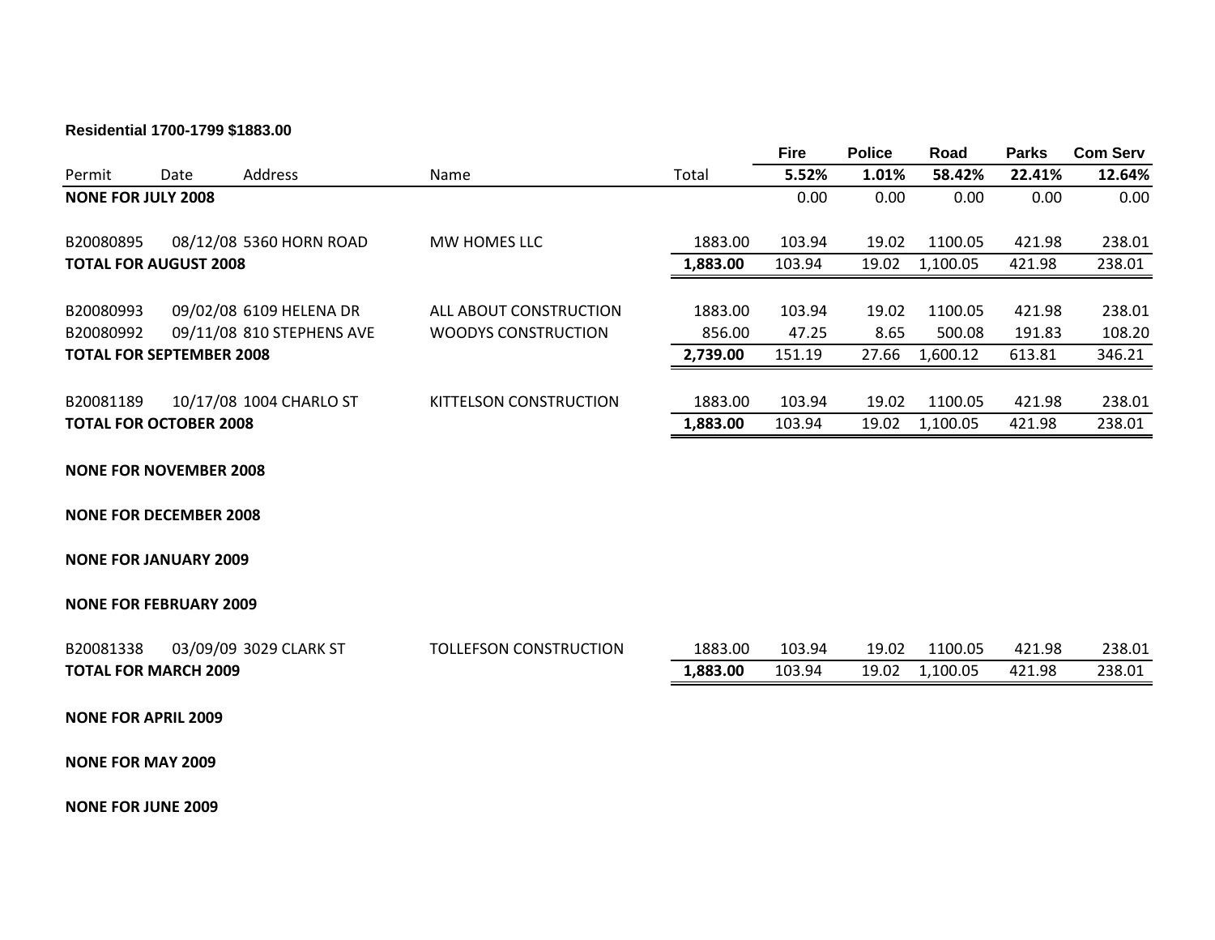**Residential 1700-1799 $1883.00**

| Permit | Date | Address | Name | Total | Fire<br>5.52% | Police<br>1.01% | Road<br>58.42% | Parks<br>22.41% | Com Serv<br>12.64% |
|---|---|---|---|---|---|---|---|---|---|
| **NONE FOR JULY 2008** | | | | | 0.00 | 0.00 | 0.00 | 0.00 | 0.00 |
| B20080895 | 08/12/08 | 5360 HORN ROAD | MW HOMES LLC | 1883.00 | 103.94 | 19.02 | 1100.05 | 421.98 | 238.01 |
| **TOTAL FOR AUGUST 2008** | | | | **1,883.00** | 103.94 | 19.02 | 1,100.05 | 421.98 | 238.01 |
| B20080993 | 09/02/08 | 6109 HELENA DR | ALL ABOUT CONSTRUCTION | 1883.00 | 103.94 | 19.02 | 1100.05 | 421.98 | 238.01 |
| B20080992 | 09/11/08 | 810 STEPHENS AVE | WOODYS CONSTRUCTION | 856.00 | 47.25 | 8.65 | 500.08 | 191.83 | 108.20 |
| **TOTAL FOR SEPTEMBER 2008** | | | | **2,739.00** | 151.19 | 27.66 | 1,600.12 | 613.81 | 346.21 |
| B20081189 | 10/17/08 | 1004 CHARLO ST | KITTELSON CONSTRUCTION | 1883.00 | 103.94 | 19.02 | 1100.05 | 421.98 | 238.01 |
| **TOTAL FOR OCTOBER 2008** | | | | **1,883.00** | 103.94 | 19.02 | 1,100.05 | 421.98 | 238.01 |
| **NONE FOR NOVEMBER 2008** | | | | | | | | | |
| **NONE FOR DECEMBER 2008** | | | | | | | | | |
| **NONE FOR JANUARY 2009** | | | | | | | | | |
| **NONE FOR FEBRUARY 2009** | | | | | | | | | |
| B20081338 | 03/09/09 | 3029 CLARK ST | TOLLEFSON CONSTRUCTION | 1883.00 | 103.94 | 19.02 | 1100.05 | 421.98 | 238.01 |
| **TOTAL FOR MARCH 2009** | | | | **1,883.00** | 103.94 | 19.02 | 1,100.05 | 421.98 | 238.01 |
| **NONE FOR APRIL 2009** | | | | | | | | | |
| **NONE FOR MAY 2009** | | | | | | | | | |
| **NONE FOR JUNE 2009** | | | | | | | | | |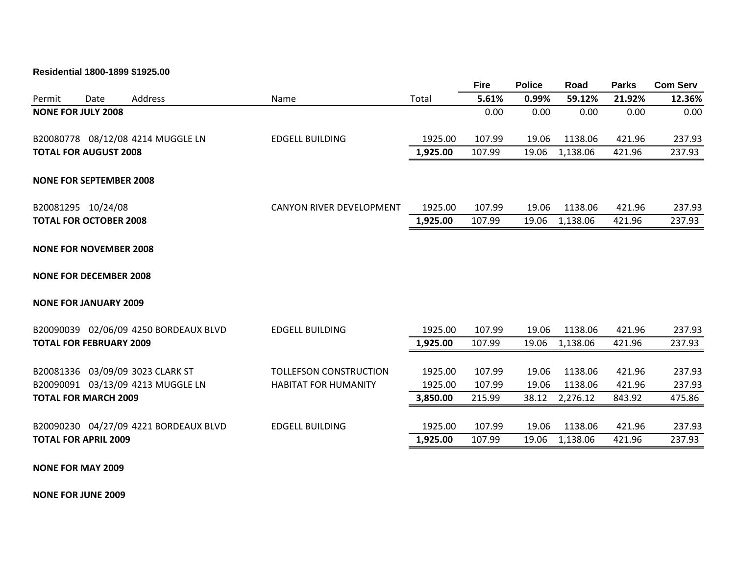**Residential 1800-1899 $1925.00**

| Permit | Date | Address | Name | Total | Fire | Police | Road | Parks | Com Serv |
|---|---|---|---|---|---|---|---|---|---|
| | | | | | 5.61% | 0.99% | 59.12% | 21.92% | 12.36% |
| **NONE FOR JULY 2008** | | | | | 0.00 | 0.00 | 0.00 | 0.00 | 0.00 |
| B20080778 | 08/12/08 | 4214 MUGGLE LN | EDGELL BUILDING | 1925.00 | 107.99 | 19.06 | 1138.06 | 421.96 | 237.93 |
| **TOTAL FOR AUGUST 2008** | | | | **1,925.00** | 107.99 | 19.06 | 1,138.06 | 421.96 | 237.93 |
| **NONE FOR SEPTEMBER 2008** | | | | | | | | | |
| B20081295 | 10/24/08 | | CANYON RIVER DEVELOPMENT | 1925.00 | 107.99 | 19.06 | 1138.06 | 421.96 | 237.93 |
| **TOTAL FOR OCTOBER 2008** | | | | **1,925.00** | 107.99 | 19.06 | 1,138.06 | 421.96 | 237.93 |
| **NONE FOR NOVEMBER 2008** | | | | | | | | | |
| **NONE FOR DECEMBER 2008** | | | | | | | | | |
| **NONE FOR JANUARY 2009** | | | | | | | | | |
| B20090039 | 02/06/09 | 4250 BORDEAUX BLVD | EDGELL BUILDING | 1925.00 | 107.99 | 19.06 | 1138.06 | 421.96 | 237.93 |
| **TOTAL FOR FEBRUARY 2009** | | | | **1,925.00** | 107.99 | 19.06 | 1,138.06 | 421.96 | 237.93 |
| B20081336 | 03/09/09 | 3023 CLARK ST | TOLLEFSON CONSTRUCTION | 1925.00 | 107.99 | 19.06 | 1138.06 | 421.96 | 237.93 |
| B20090091 | 03/13/09 | 4213 MUGGLE LN | HABITAT FOR HUMANITY | 1925.00 | 107.99 | 19.06 | 1138.06 | 421.96 | 237.93 |
| **TOTAL FOR MARCH 2009** | | | | **3,850.00** | 215.99 | 38.12 | 2,276.12 | 843.92 | 475.86 |
| B20090230 | 04/27/09 | 4221 BORDEAUX BLVD | EDGELL BUILDING | 1925.00 | 107.99 | 19.06 | 1138.06 | 421.96 | 237.93 |
| **TOTAL FOR APRIL 2009** | | | | **1,925.00** | 107.99 | 19.06 | 1,138.06 | 421.96 | 237.93 |
| **NONE FOR MAY 2009** | | | | | | | | | |
| **NONE FOR JUNE 2009** | | | | | | | | | |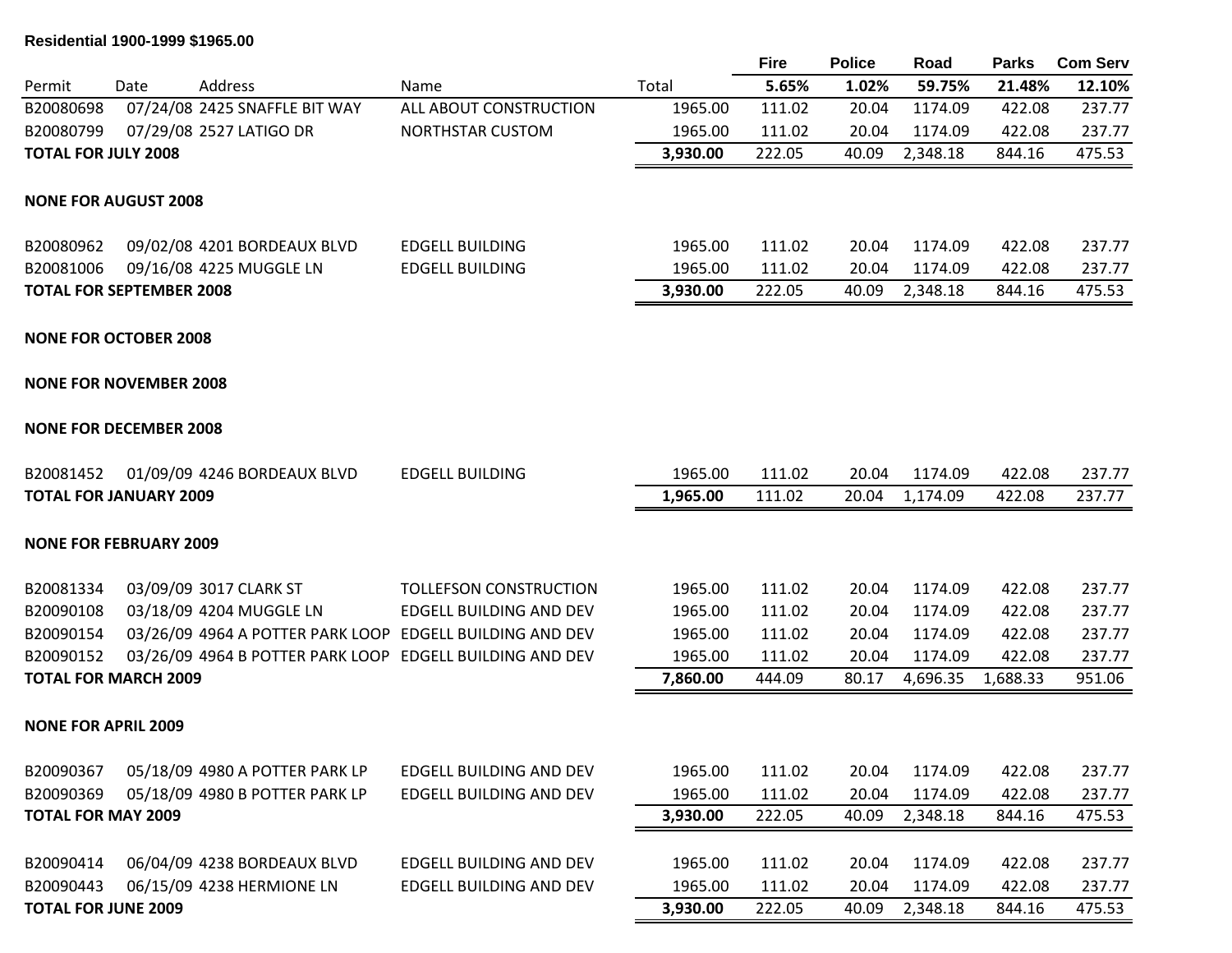**Residential 1900-1999 $1965.00**

| Permit | Date | Address | Name | Total | Fire 5.65% | Police 1.02% | Road 59.75% | Parks 21.48% | Com Serv 12.10% |
|---|---|---|---|---|---|---|---|---|---|
| B20080698 | 07/24/08 | 2425 SNAFFLE BIT WAY | ALL ABOUT CONSTRUCTION | 1965.00 | 111.02 | 20.04 | 1174.09 | 422.08 | 237.77 |
| B20080799 | 07/29/08 | 2527 LATIGO DR | NORTHSTAR CUSTOM | 1965.00 | 111.02 | 20.04 | 1174.09 | 422.08 | 237.77 |
| **TOTAL FOR JULY 2008** | | | | **3,930.00** | 222.05 | 40.09 | 2,348.18 | 844.16 | 475.53 |
| **NONE FOR AUGUST 2008** | | | | | | | | | |
| B20080962 | 09/02/08 | 4201 BORDEAUX BLVD | EDGELL BUILDING | 1965.00 | 111.02 | 20.04 | 1174.09 | 422.08 | 237.77 |
| B20081006 | 09/16/08 | 4225 MUGGLE LN | EDGELL BUILDING | 1965.00 | 111.02 | 20.04 | 1174.09 | 422.08 | 237.77 |
| **TOTAL FOR SEPTEMBER 2008** | | | | **3,930.00** | 222.05 | 40.09 | 2,348.18 | 844.16 | 475.53 |
| **NONE FOR OCTOBER 2008** | | | | | | | | | |
| **NONE FOR NOVEMBER 2008** | | | | | | | | | |
| **NONE FOR DECEMBER 2008** | | | | | | | | | |
| B20081452 | 01/09/09 | 4246 BORDEAUX BLVD | EDGELL BUILDING | 1965.00 | 111.02 | 20.04 | 1174.09 | 422.08 | 237.77 |
| **TOTAL FOR JANUARY 2009** | | | | **1,965.00** | 111.02 | 20.04 | 1,174.09 | 422.08 | 237.77 |
| **NONE FOR FEBRUARY 2009** | | | | | | | | | |
| B20081334 | 03/09/09 | 3017 CLARK ST | TOLLEFSON CONSTRUCTION | 1965.00 | 111.02 | 20.04 | 1174.09 | 422.08 | 237.77 |
| B20090108 | 03/18/09 | 4204 MUGGLE LN | EDGELL BUILDING AND DEV | 1965.00 | 111.02 | 20.04 | 1174.09 | 422.08 | 237.77 |
| B20090154 | 03/26/09 | 4964 A POTTER PARK LOOP | EDGELL BUILDING AND DEV | 1965.00 | 111.02 | 20.04 | 1174.09 | 422.08 | 237.77 |
| B20090152 | 03/26/09 | 4964 B POTTER PARK LOOP | EDGELL BUILDING AND DEV | 1965.00 | 111.02 | 20.04 | 1174.09 | 422.08 | 237.77 |
| **TOTAL FOR MARCH 2009** | | | | **7,860.00** | 444.09 | 80.17 | 4,696.35 | 1,688.33 | 951.06 |
| **NONE FOR APRIL 2009** | | | | | | | | | |
| B20090367 | 05/18/09 | 4980 A POTTER PARK LP | EDGELL BUILDING AND DEV | 1965.00 | 111.02 | 20.04 | 1174.09 | 422.08 | 237.77 |
| B20090369 | 05/18/09 | 4980 B POTTER PARK LP | EDGELL BUILDING AND DEV | 1965.00 | 111.02 | 20.04 | 1174.09 | 422.08 | 237.77 |
| **TOTAL FOR MAY 2009** | | | | **3,930.00** | 222.05 | 40.09 | 2,348.18 | 844.16 | 475.53 |
| B20090414 | 06/04/09 | 4238 BORDEAUX BLVD | EDGELL BUILDING AND DEV | 1965.00 | 111.02 | 20.04 | 1174.09 | 422.08 | 237.77 |
| B20090443 | 06/15/09 | 4238 HERMIONE LN | EDGELL BUILDING AND DEV | 1965.00 | 111.02 | 20.04 | 1174.09 | 422.08 | 237.77 |
| **TOTAL FOR JUNE 2009** | | | | **3,930.00** | 222.05 | 40.09 | 2,348.18 | 844.16 | 475.53 |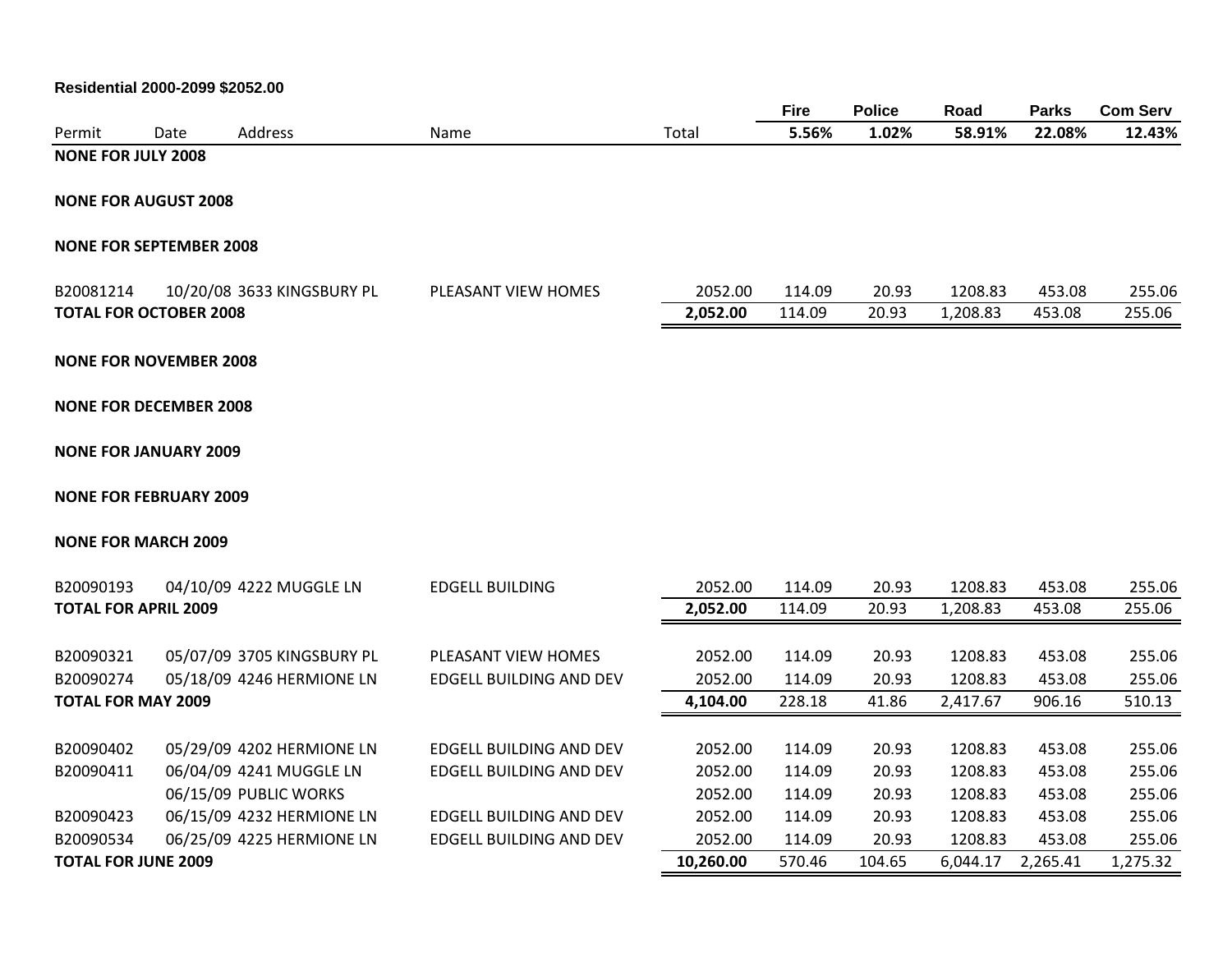**Residential 2000-2099 $2052.00**

| Permit | Date | Address | Name | Total | Fire 5.56% | Police 1.02% | Road 58.91% | Parks 22.08% | Com Serv 12.43% |
|---|---|---|---|---|---|---|---|---|---|
| **NONE FOR JULY 2008** | | | | | | | | | |
| **NONE FOR AUGUST 2008** | | | | | | | | | |
| **NONE FOR SEPTEMBER 2008** | | | | | | | | | |
| B20081214 | 10/20/08 | 3633 KINGSBURY PL | PLEASANT VIEW HOMES | 2052.00 | 114.09 | 20.93 | 1208.83 | 453.08 | 255.06 |
| **TOTAL FOR OCTOBER 2008** | | | | **2,052.00** | 114.09 | 20.93 | 1,208.83 | 453.08 | 255.06 |
| **NONE FOR NOVEMBER 2008** | | | | | | | | | |
| **NONE FOR DECEMBER 2008** | | | | | | | | | |
| **NONE FOR JANUARY 2009** | | | | | | | | | |
| **NONE FOR FEBRUARY 2009** | | | | | | | | | |
| **NONE FOR MARCH 2009** | | | | | | | | | |
| B20090193 | 04/10/09 | 4222 MUGGLE LN | EDGELL BUILDING | 2052.00 | 114.09 | 20.93 | 1208.83 | 453.08 | 255.06 |
| **TOTAL FOR APRIL 2009** | | | | **2,052.00** | 114.09 | 20.93 | 1,208.83 | 453.08 | 255.06 |
| B20090321 | 05/07/09 | 3705 KINGSBURY PL | PLEASANT VIEW HOMES | 2052.00 | 114.09 | 20.93 | 1208.83 | 453.08 | 255.06 |
| B20090274 | 05/18/09 | 4246 HERMIONE LN | EDGELL BUILDING AND DEV | 2052.00 | 114.09 | 20.93 | 1208.83 | 453.08 | 255.06 |
| **TOTAL FOR MAY 2009** | | | | **4,104.00** | 228.18 | 41.86 | 2,417.67 | 906.16 | 510.13 |
| B20090402 | 05/29/09 | 4202 HERMIONE LN | EDGELL BUILDING AND DEV | 2052.00 | 114.09 | 20.93 | 1208.83 | 453.08 | 255.06 |
| B20090411 | 06/04/09 | 4241 MUGGLE LN | EDGELL BUILDING AND DEV | 2052.00 | 114.09 | 20.93 | 1208.83 | 453.08 | 255.06 |
| | 06/15/09 | PUBLIC WORKS | | 2052.00 | 114.09 | 20.93 | 1208.83 | 453.08 | 255.06 |
| B20090423 | 06/15/09 | 4232 HERMIONE LN | EDGELL BUILDING AND DEV | 2052.00 | 114.09 | 20.93 | 1208.83 | 453.08 | 255.06 |
| B20090534 | 06/25/09 | 4225 HERMIONE LN | EDGELL BUILDING AND DEV | 2052.00 | 114.09 | 20.93 | 1208.83 | 453.08 | 255.06 |
| **TOTAL FOR JUNE 2009** | | | | **10,260.00** | 570.46 | 104.65 | 6,044.17 | 2,265.41 | 1,275.32 |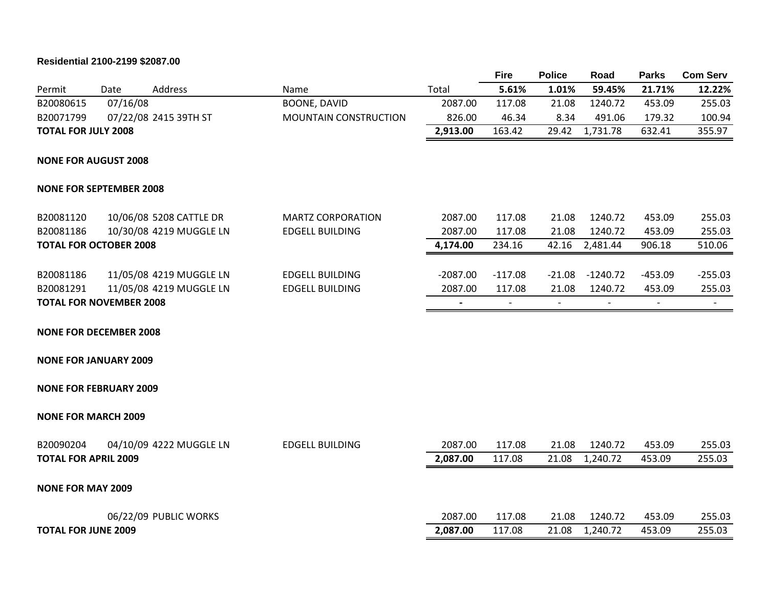**Residential 2100-2199 $2087.00**

| Permit | Date | Address | Name | Total | Fire 5.61% | Police 1.01% | Road 59.45% | Parks 21.71% | Com Serv 12.22% |
|---|---|---|---|---|---|---|---|---|---|
| B20080615 | 07/16/08 | | BOONE, DAVID | 2087.00 | 117.08 | 21.08 | 1240.72 | 453.09 | 255.03 |
| B20071799 | 07/22/08 | 2415 39TH ST | MOUNTAIN CONSTRUCTION | 826.00 | 46.34 | 8.34 | 491.06 | 179.32 | 100.94 |
| **TOTAL FOR JULY 2008** | | | | **2,913.00** | 163.42 | 29.42 | 1,731.78 | 632.41 | 355.97 |
| **NONE FOR AUGUST 2008** | | | | | | | | | |
| **NONE FOR SEPTEMBER 2008** | | | | | | | | | |
| B20081120 | 10/06/08 | 5208 CATTLE DR | MARTZ CORPORATION | 2087.00 | 117.08 | 21.08 | 1240.72 | 453.09 | 255.03 |
| B20081186 | 10/30/08 | 4219 MUGGLE LN | EDGELL BUILDING | 2087.00 | 117.08 | 21.08 | 1240.72 | 453.09 | 255.03 |
| **TOTAL FOR OCTOBER 2008** | | | | **4,174.00** | 234.16 | 42.16 | 2,481.44 | 906.18 | 510.06 |
| B20081186 | 11/05/08 | 4219 MUGGLE LN | EDGELL BUILDING | -2087.00 | -117.08 | -21.08 | -1240.72 | -453.09 | -255.03 |
| B20081291 | 11/05/08 | 4219 MUGGLE LN | EDGELL BUILDING | 2087.00 | 117.08 | 21.08 | 1240.72 | 453.09 | 255.03 |
| **TOTAL FOR NOVEMBER 2008** | | | | **-** | - | - | - | - | - |
| **NONE FOR DECEMBER 2008** | | | | | | | | | |
| **NONE FOR JANUARY 2009** | | | | | | | | | |
| **NONE FOR FEBRUARY 2009** | | | | | | | | | |
| **NONE FOR MARCH 2009** | | | | | | | | | |
| B20090204 | 04/10/09 | 4222 MUGGLE LN | EDGELL BUILDING | 2087.00 | 117.08 | 21.08 | 1240.72 | 453.09 | 255.03 |
| **TOTAL FOR APRIL 2009** | | | | **2,087.00** | 117.08 | 21.08 | 1,240.72 | 453.09 | 255.03 |
| **NONE FOR MAY 2009** | | | | | | | | | |
| | 06/22/09 | PUBLIC WORKS | | 2087.00 | 117.08 | 21.08 | 1240.72 | 453.09 | 255.03 |
| **TOTAL FOR JUNE 2009** | | | | **2,087.00** | 117.08 | 21.08 | 1,240.72 | 453.09 | 255.03 |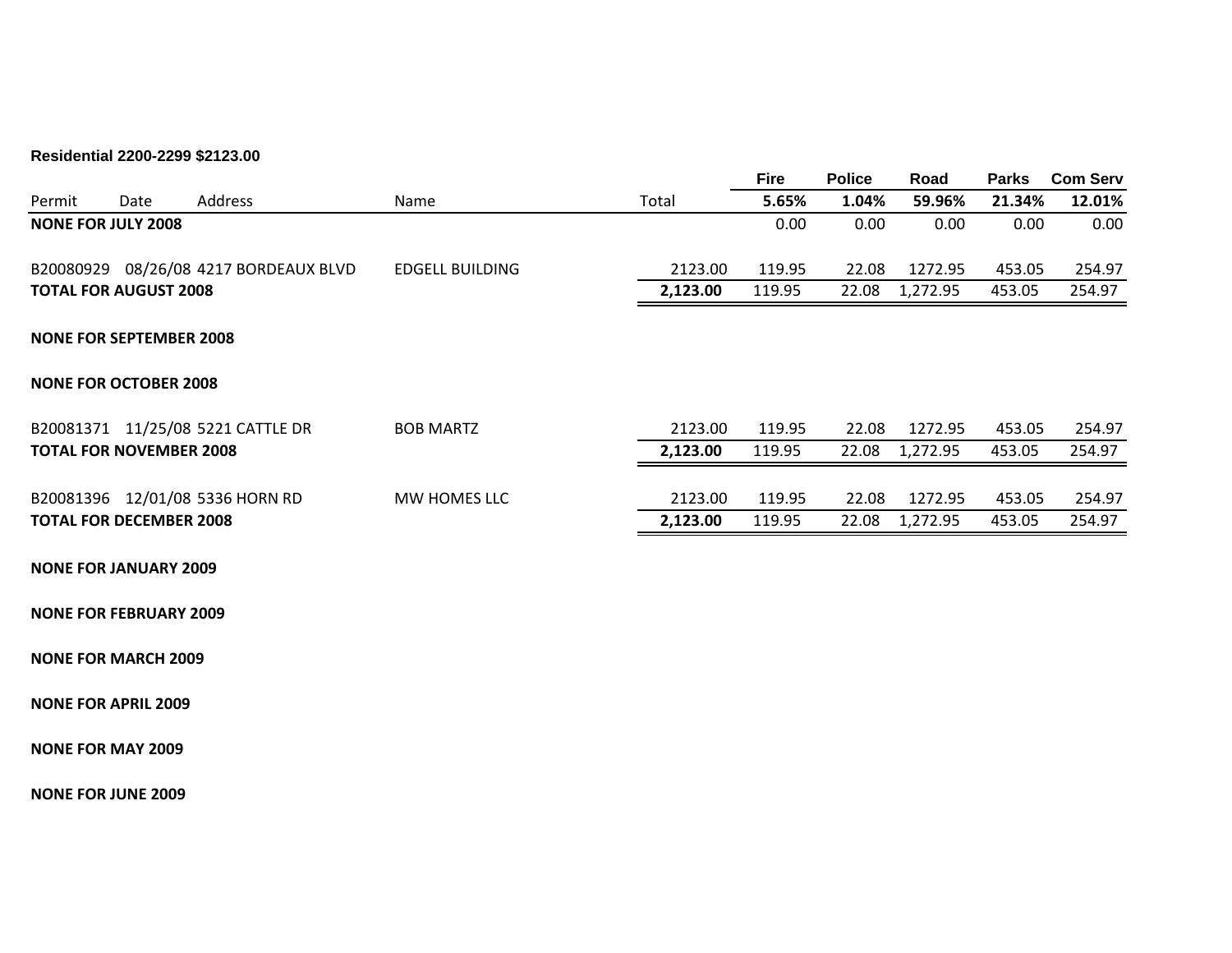**Residential 2200-2299 $2123.00**

| Permit | Date | Address | Name | Total | Fire<br>5.65% | Police<br>1.04% | Road<br>59.96% | Parks<br>21.34% | Com Serv<br>12.01% |
|---|---|---|---|---|---|---|---|---|---|
| **NONE FOR JULY 2008** | | | | | 0.00 | 0.00 | 0.00 | 0.00 | 0.00 |
| B20080929 | 08/26/08 | 4217 BORDEAUX BLVD | EDGELL BUILDING | 2123.00 | 119.95 | 22.08 | 1272.95 | 453.05 | 254.97 |
| **TOTAL FOR AUGUST 2008** | | | | **2,123.00** | 119.95 | 22.08 | 1,272.95 | 453.05 | 254.97 |
| **NONE FOR SEPTEMBER 2008** | | | | | | | | | |
| **NONE FOR OCTOBER 2008** | | | | | | | | | |
| B20081371 | 11/25/08 | 5221 CATTLE DR | BOB MARTZ | 2123.00 | 119.95 | 22.08 | 1272.95 | 453.05 | 254.97 |
| **TOTAL FOR NOVEMBER 2008** | | | | **2,123.00** | 119.95 | 22.08 | 1,272.95 | 453.05 | 254.97 |
| B20081396 | 12/01/08 | 5336 HORN RD | MW HOMES LLC | 2123.00 | 119.95 | 22.08 | 1272.95 | 453.05 | 254.97 |
| **TOTAL FOR DECEMBER 2008** | | | | **2,123.00** | 119.95 | 22.08 | 1,272.95 | 453.05 | 254.97 |
| **NONE FOR JANUARY 2009** | | | | | | | | | |
| **NONE FOR FEBRUARY 2009** | | | | | | | | | |
| **NONE FOR MARCH 2009** | | | | | | | | | |
| **NONE FOR APRIL 2009** | | | | | | | | | |
| **NONE FOR MAY 2009** | | | | | | | | | |
| **NONE FOR JUNE 2009** | | | | | | | | | |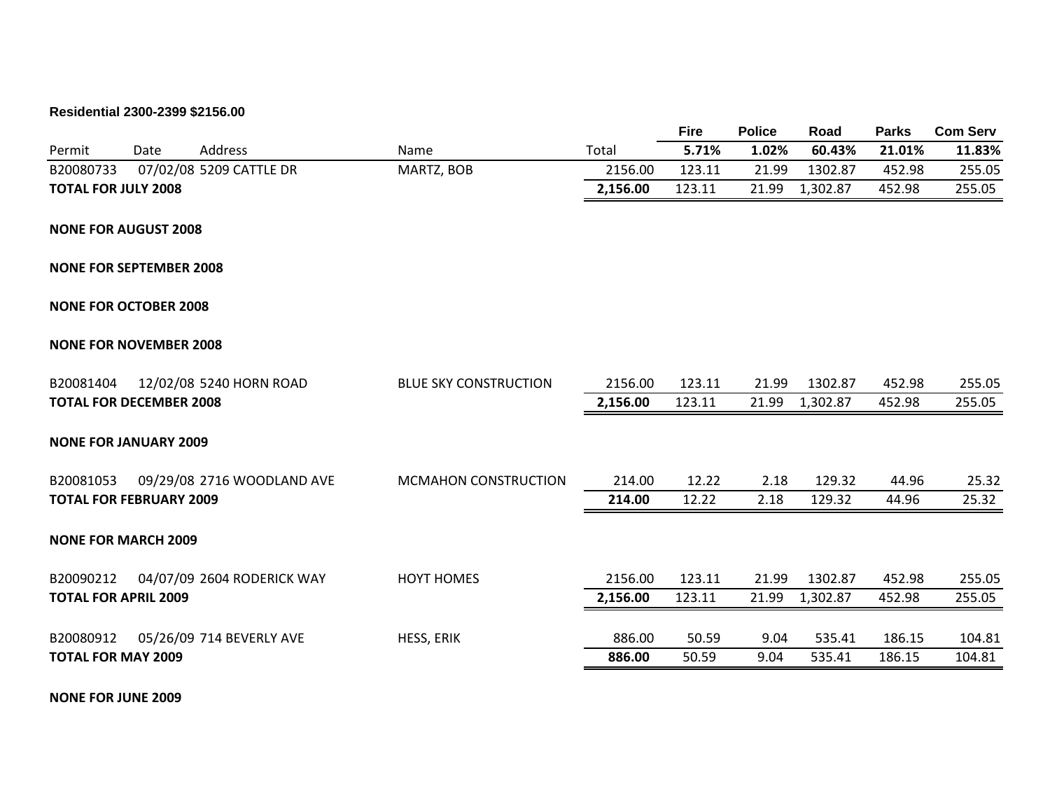**Residential 2300-2399 $2156.00**

| Permit | Date | Address | Name | Total | Fire 5.71% | Police 1.02% | Road 60.43% | Parks 21.01% | Com Serv 11.83% |
|---|---|---|---|---|---|---|---|---|---|
| B20080733 | 07/02/08 | 5209 CATTLE DR | MARTZ, BOB | 2156.00 | 123.11 | 21.99 | 1302.87 | 452.98 | 255.05 |
| **TOTAL FOR JULY 2008** | | | | **2,156.00** | 123.11 | 21.99 | 1,302.87 | 452.98 | 255.05 |
| **NONE FOR AUGUST 2008** | | | | | | | | | |
| **NONE FOR SEPTEMBER 2008** | | | | | | | | | |
| **NONE FOR OCTOBER 2008** | | | | | | | | | |
| **NONE FOR NOVEMBER 2008** | | | | | | | | | |
| B20081404 | 12/02/08 | 5240 HORN ROAD | BLUE SKY CONSTRUCTION | 2156.00 | 123.11 | 21.99 | 1302.87 | 452.98 | 255.05 |
| **TOTAL FOR DECEMBER 2008** | | | | **2,156.00** | 123.11 | 21.99 | 1,302.87 | 452.98 | 255.05 |
| **NONE FOR JANUARY 2009** | | | | | | | | | |
| B20081053 | 09/29/08 | 2716 WOODLAND AVE | MCMAHON CONSTRUCTION | 214.00 | 12.22 | 2.18 | 129.32 | 44.96 | 25.32 |
| **TOTAL FOR FEBRUARY 2009** | | | | **214.00** | 12.22 | 2.18 | 129.32 | 44.96 | 25.32 |
| **NONE FOR MARCH 2009** | | | | | | | | | |
| B20090212 | 04/07/09 | 2604 RODERICK WAY | HOYT HOMES | 2156.00 | 123.11 | 21.99 | 1302.87 | 452.98 | 255.05 |
| **TOTAL FOR APRIL 2009** | | | | **2,156.00** | 123.11 | 21.99 | 1,302.87 | 452.98 | 255.05 |
| B20080912 | 05/26/09 | 714 BEVERLY AVE | HESS, ERIK | 886.00 | 50.59 | 9.04 | 535.41 | 186.15 | 104.81 |
| **TOTAL FOR MAY 2009** | | | | **886.00** | 50.59 | 9.04 | 535.41 | 186.15 | 104.81 |
| **NONE FOR JUNE 2009** | | | | | | | | | |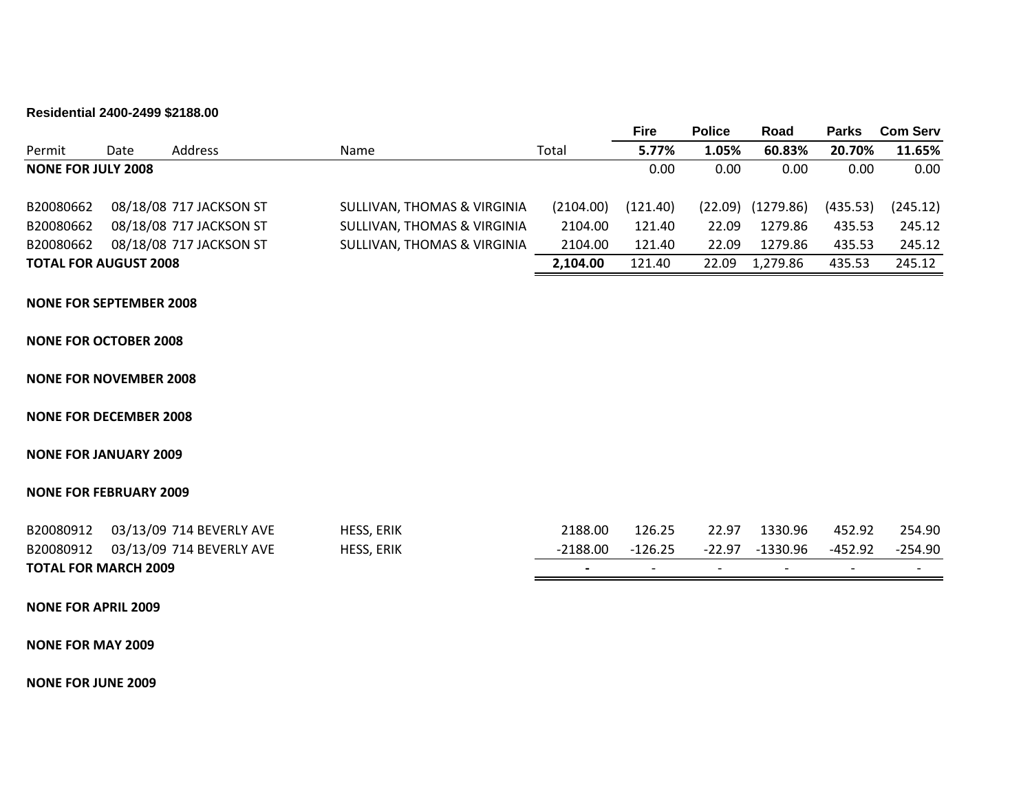**Residential 2400-2499 $2188.00**

| Permit | Date | Address | Name | Total | Fire | Police | Road | Parks | Com Serv |
|---|---|---|---|---|---|---|---|---|---|
| | | | | | **5.77%** | **1.05%** | **60.83%** | **20.70%** | **11.65%** |
| **NONE FOR JULY 2008** | | | | | 0.00 | 0.00 | 0.00 | 0.00 | 0.00 |
| B20080662 | 08/18/08 | 717 JACKSON ST | SULLIVAN, THOMAS & VIRGINIA | (2104.00) | (121.40) | (22.09) | (1279.86) | (435.53) | (245.12) |
| B20080662 | 08/18/08 | 717 JACKSON ST | SULLIVAN, THOMAS & VIRGINIA | 2104.00 | 121.40 | 22.09 | 1279.86 | 435.53 | 245.12 |
| B20080662 | 08/18/08 | 717 JACKSON ST | SULLIVAN, THOMAS & VIRGINIA | 2104.00 | 121.40 | 22.09 | 1279.86 | 435.53 | 245.12 |
| **TOTAL FOR AUGUST 2008** | | | | **2,104.00** | 121.40 | 22.09 | 1,279.86 | 435.53 | 245.12 |
| **NONE FOR SEPTEMBER 2008** | | | | | | | | | |
| **NONE FOR OCTOBER 2008** | | | | | | | | | |
| **NONE FOR NOVEMBER 2008** | | | | | | | | | |
| **NONE FOR DECEMBER 2008** | | | | | | | | | |
| **NONE FOR JANUARY 2009** | | | | | | | | | |
| **NONE FOR FEBRUARY 2009** | | | | | | | | | |
| B20080912 | 03/13/09 | 714 BEVERLY AVE | HESS, ERIK | 2188.00 | 126.25 | 22.97 | 1330.96 | 452.92 | 254.90 |
| B20080912 | 03/13/09 | 714 BEVERLY AVE | HESS, ERIK | -2188.00 | -126.25 | -22.97 | -1330.96 | -452.92 | -254.90 |
| **TOTAL FOR MARCH 2009** | | | | **-** | - | - | - | - | - |
| **NONE FOR APRIL 2009** | | | | | | | | | |
| **NONE FOR MAY 2009** | | | | | | | | | |
| **NONE FOR JUNE 2009** | | | | | | | | | |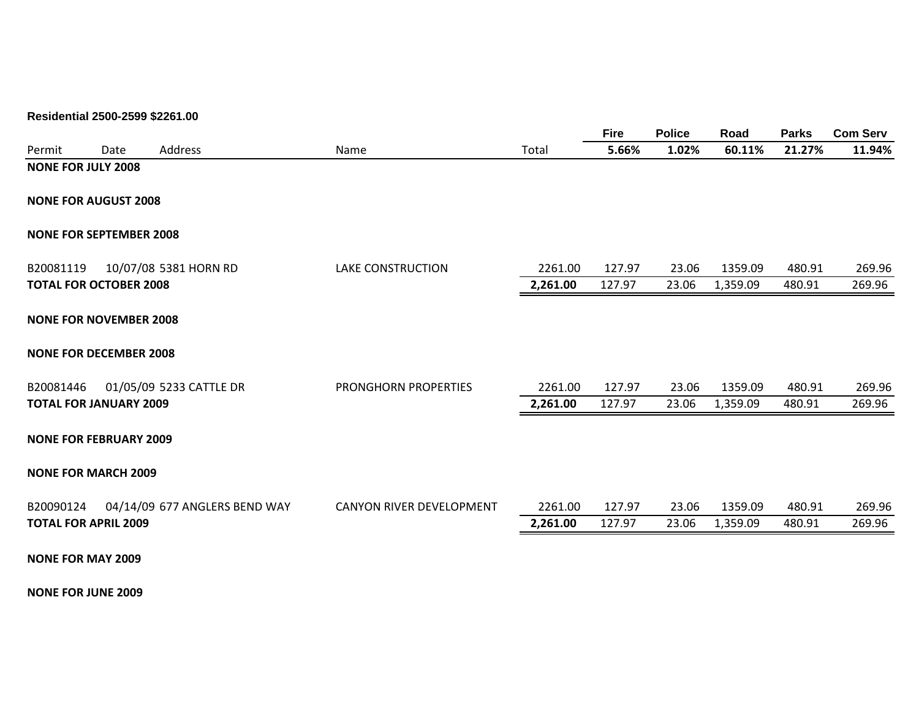**Residential 2500-2599 $2261.00**

| Permit | Date | Address | Name | Total | Fire 5.66% | Police 1.02% | Road 60.11% | Parks 21.27% | Com Serv 11.94% |
|---|---|---|---|---|---|---|---|---|---|
| **NONE FOR JULY 2008** | | | | | | | | | |
| **NONE FOR AUGUST 2008** | | | | | | | | | |
| **NONE FOR SEPTEMBER 2008** | | | | | | | | | |
| B20081119 | 10/07/08 | 5381 HORN RD | LAKE CONSTRUCTION | 2261.00 | 127.97 | 23.06 | 1359.09 | 480.91 | 269.96 |
| **TOTAL FOR OCTOBER 2008** | | | | **2,261.00** | 127.97 | 23.06 | 1,359.09 | 480.91 | 269.96 |
| **NONE FOR NOVEMBER 2008** | | | | | | | | | |
| **NONE FOR DECEMBER 2008** | | | | | | | | | |
| B20081446 | 01/05/09 | 5233 CATTLE DR | PRONGHORN PROPERTIES | 2261.00 | 127.97 | 23.06 | 1359.09 | 480.91 | 269.96 |
| **TOTAL FOR JANUARY 2009** | | | | **2,261.00** | 127.97 | 23.06 | 1,359.09 | 480.91 | 269.96 |
| **NONE FOR FEBRUARY 2009** | | | | | | | | | |
| **NONE FOR MARCH 2009** | | | | | | | | | |
| B20090124 | 04/14/09 | 677 ANGLERS BEND WAY | CANYON RIVER DEVELOPMENT | 2261.00 | 127.97 | 23.06 | 1359.09 | 480.91 | 269.96 |
| **TOTAL FOR APRIL 2009** | | | | **2,261.00** | 127.97 | 23.06 | 1,359.09 | 480.91 | 269.96 |
| **NONE FOR MAY 2009** | | | | | | | | | |
| **NONE FOR JUNE 2009** | | | | | | | | | |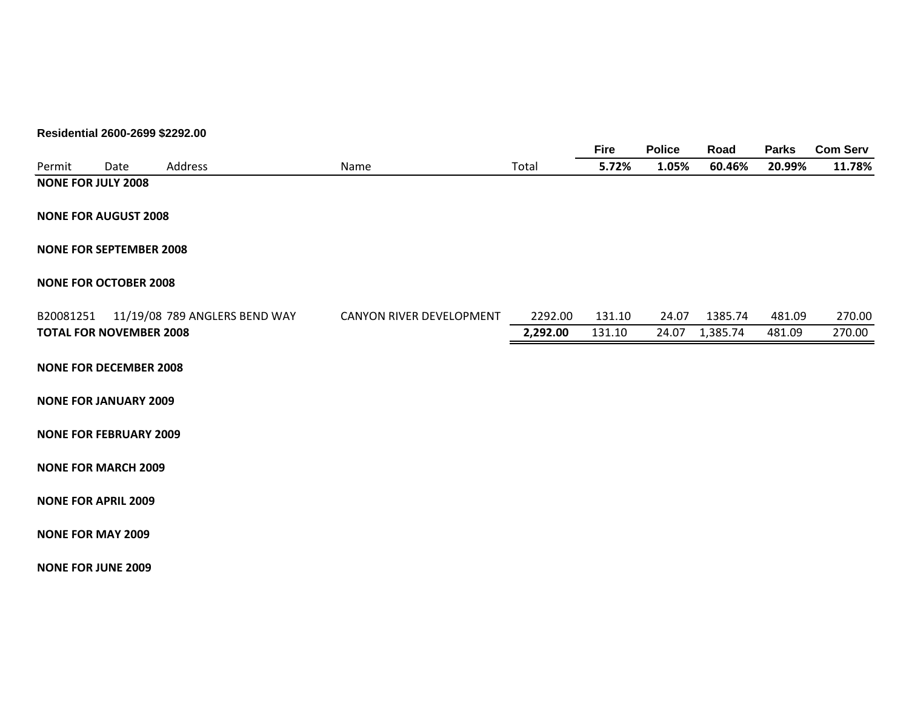**Residential 2600-2699 $2292.00**

| Permit | Date | Address | Name | Total | Fire | Police | Road | Parks | Com Serv |
|---|---|---|---|---|---|---|---|---|---|
| | | | | | 5.72% | 1.05% | 60.46% | 20.99% | 11.78% |
| **NONE FOR JULY 2008** | | | | | | | | | |
| **NONE FOR AUGUST 2008** | | | | | | | | | |
| **NONE FOR SEPTEMBER 2008** | | | | | | | | | |
| **NONE FOR OCTOBER 2008** | | | | | | | | | |
| B20081251 | 11/19/08 | 789 ANGLERS BEND WAY | CANYON RIVER DEVELOPMENT | 2292.00 | 131.10 | 24.07 | 1385.74 | 481.09 | 270.00 |
| **TOTAL FOR NOVEMBER 2008** | | | | **2,292.00** | 131.10 | 24.07 | 1,385.74 | 481.09 | 270.00 |
| **NONE FOR DECEMBER 2008** | | | | | | | | | |
| **NONE FOR JANUARY 2009** | | | | | | | | | |
| **NONE FOR FEBRUARY 2009** | | | | | | | | | |
| **NONE FOR MARCH 2009** | | | | | | | | | |
| **NONE FOR APRIL 2009** | | | | | | | | | |
| **NONE FOR MAY 2009** | | | | | | | | | |
| **NONE FOR JUNE 2009** | | | | | | | | | |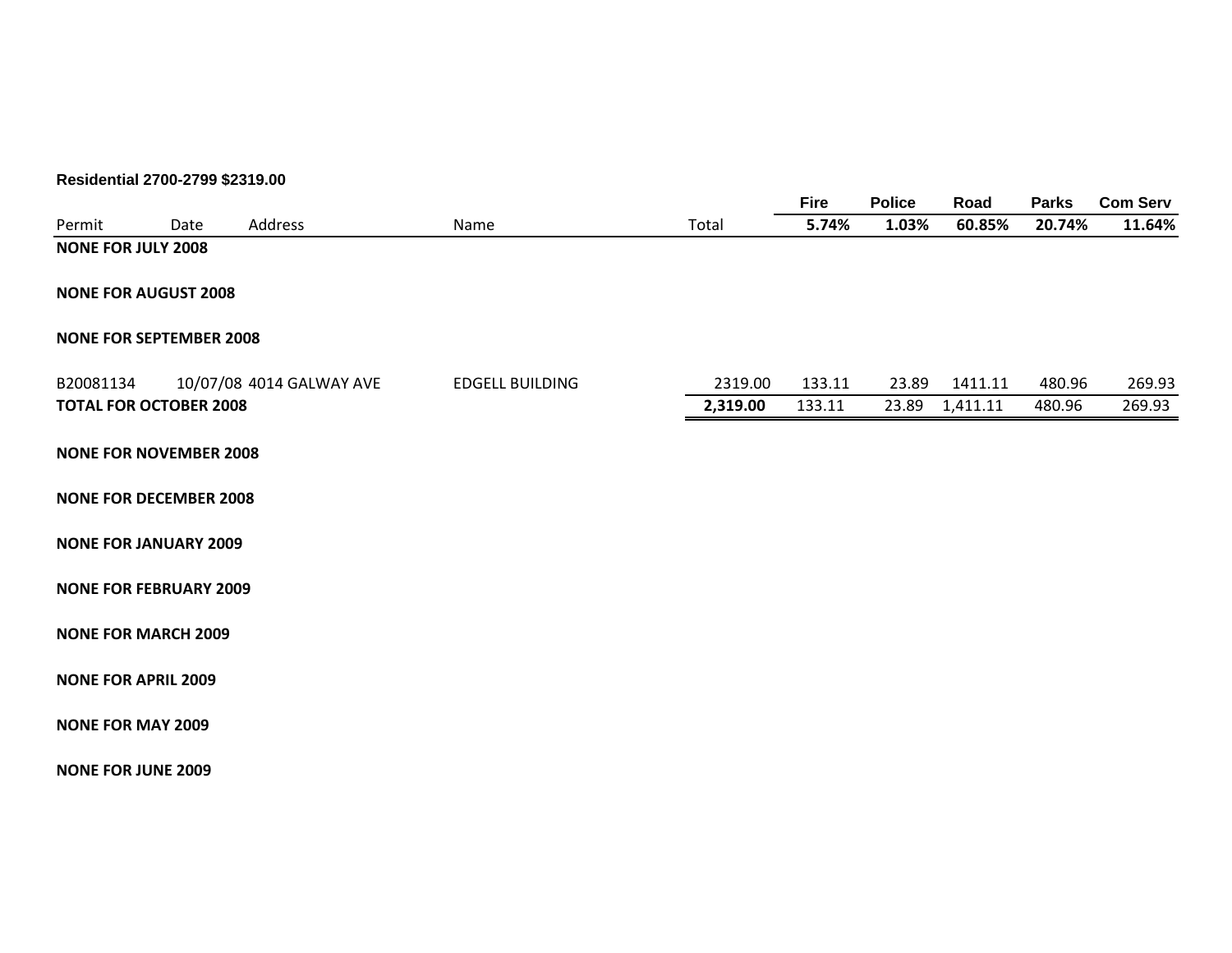**Residential 2700-2799 $2319.00**

| Permit | Date | Address | Name | Total | Fire<br>5.74% | Police<br>1.03% | Road<br>60.85% | Parks<br>20.74% | Com Serv<br>11.64% |
|---|---|---|---|---|---|---|---|---|---|
| **NONE FOR JULY 2008** | | | | | | | | | |
| **NONE FOR AUGUST 2008** | | | | | | | | | |
| **NONE FOR SEPTEMBER 2008** | | | | | | | | | |
| B20081134 | 10/07/08 | 4014 GALWAY AVE | EDGELL BUILDING | 2319.00 | 133.11 | 23.89 | 1411.11 | 480.96 | 269.93 |
| **TOTAL FOR OCTOBER 2008** | | | | **2,319.00** | 133.11 | 23.89 | 1,411.11 | 480.96 | 269.93 |
| **NONE FOR NOVEMBER 2008** | | | | | | | | | |
| **NONE FOR DECEMBER 2008** | | | | | | | | | |
| **NONE FOR JANUARY 2009** | | | | | | | | | |
| **NONE FOR FEBRUARY 2009** | | | | | | | | | |
| **NONE FOR MARCH 2009** | | | | | | | | | |
| **NONE FOR APRIL 2009** | | | | | | | | | |
| **NONE FOR MAY 2009** | | | | | | | | | |
| **NONE FOR JUNE 2009** | | | | | | | | | |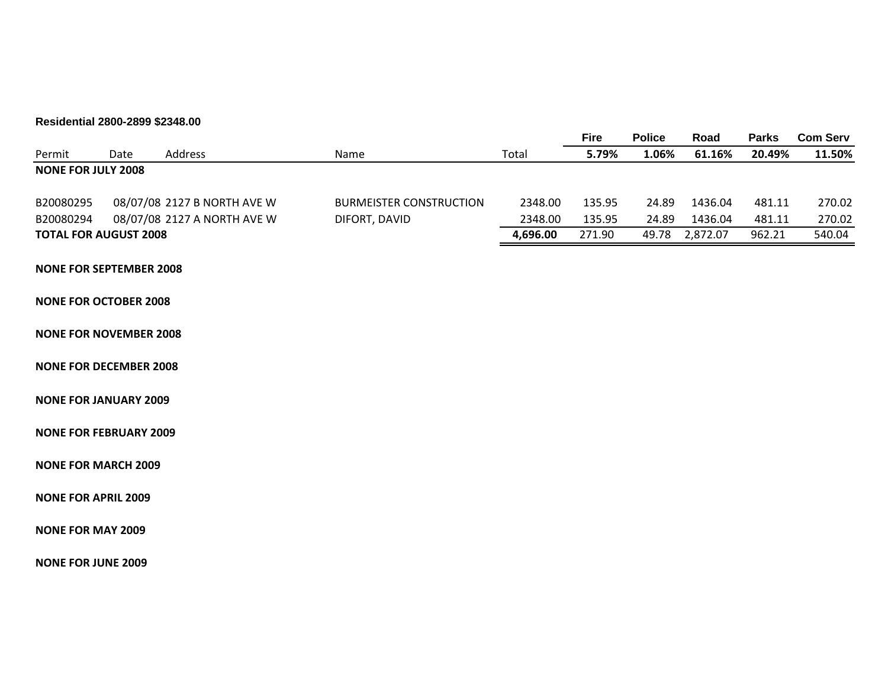**Residential 2800-2899 $2348.00**

| Permit | Date | Address | Name | Total | Fire 5.79% | Police 1.06% | Road 61.16% | Parks 20.49% | Com Serv 11.50% |
|---|---|---|---|---|---|---|---|---|---|
| **NONE FOR JULY 2008** | | | | | | | | | |
| B20080295 | 08/07/08 | 2127 B NORTH AVE W | BURMEISTER CONSTRUCTION | 2348.00 | 135.95 | 24.89 | 1436.04 | 481.11 | 270.02 |
| B20080294 | 08/07/08 | 2127 A NORTH AVE W | DIFORT, DAVID | 2348.00 | 135.95 | 24.89 | 1436.04 | 481.11 | 270.02 |
| **TOTAL FOR AUGUST 2008** | | | | **4,696.00** | 271.90 | 49.78 | 2,872.07 | 962.21 | 540.04 |

**NONE FOR SEPTEMBER 2008**

**NONE FOR OCTOBER 2008**

**NONE FOR NOVEMBER 2008**

**NONE FOR DECEMBER 2008**

**NONE FOR JANUARY 2009**

**NONE FOR FEBRUARY 2009**

**NONE FOR MARCH 2009**

**NONE FOR APRIL 2009**

**NONE FOR MAY 2009**

**NONE FOR JUNE 2009**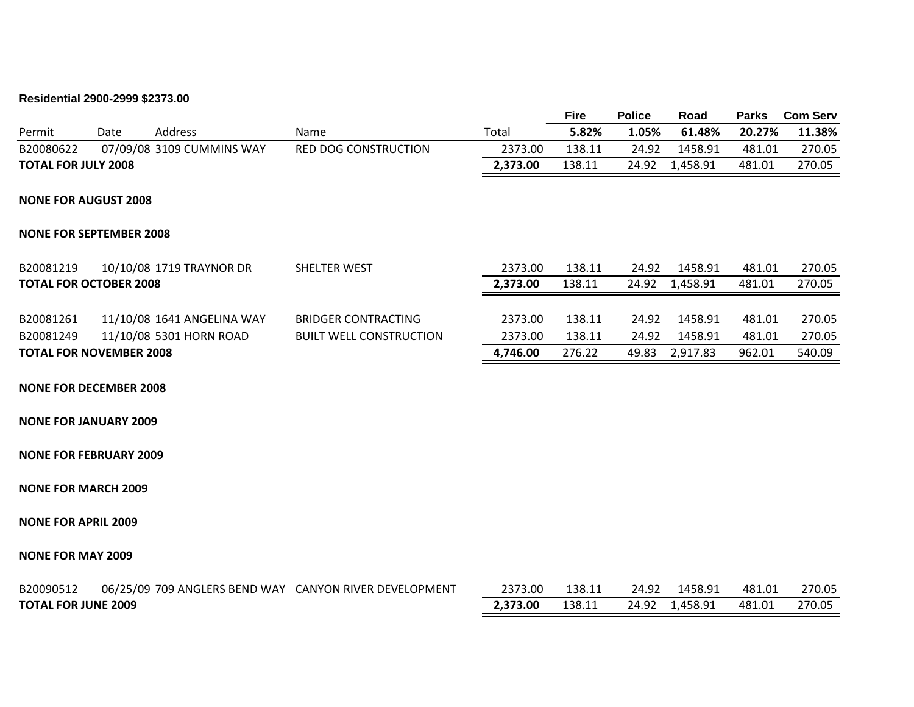**Residential 2900-2999 $2373.00**

| Permit | Date | Address | Name | Total | Fire 5.82% | Police 1.05% | Road 61.48% | Parks 20.27% | Com Serv 11.38% |
|---|---|---|---|---|---|---|---|---|---|
| B20080622 | 07/09/08 | 3109 CUMMINS WAY | RED DOG CONSTRUCTION | 2373.00 | 138.11 | 24.92 | 1458.91 | 481.01 | 270.05 |
| **TOTAL FOR JULY 2008** | | | | **2,373.00** | 138.11 | 24.92 | 1,458.91 | 481.01 | 270.05 |
| **NONE FOR AUGUST 2008** | | | | | | | | | |
| **NONE FOR SEPTEMBER 2008** | | | | | | | | | |
| B20081219 | 10/10/08 | 1719 TRAYNOR DR | SHELTER WEST | 2373.00 | 138.11 | 24.92 | 1458.91 | 481.01 | 270.05 |
| **TOTAL FOR OCTOBER 2008** | | | | **2,373.00** | 138.11 | 24.92 | 1,458.91 | 481.01 | 270.05 |
| B20081261 | 11/10/08 | 1641 ANGELINA WAY | BRIDGER CONTRACTING | 2373.00 | 138.11 | 24.92 | 1458.91 | 481.01 | 270.05 |
| B20081249 | 11/10/08 | 5301 HORN ROAD | BUILT WELL CONSTRUCTION | 2373.00 | 138.11 | 24.92 | 1458.91 | 481.01 | 270.05 |
| **TOTAL FOR NOVEMBER 2008** | | | | **4,746.00** | 276.22 | 49.83 | 2,917.83 | 962.01 | 540.09 |
| **NONE FOR DECEMBER 2008** | | | | | | | | | |
| **NONE FOR JANUARY 2009** | | | | | | | | | |
| **NONE FOR FEBRUARY 2009** | | | | | | | | | |
| **NONE FOR MARCH 2009** | | | | | | | | | |
| **NONE FOR APRIL 2009** | | | | | | | | | |
| **NONE FOR MAY 2009** | | | | | | | | | |
| B20090512 | 06/25/09 | 709 ANGLERS BEND WAY | CANYON RIVER DEVELOPMENT | 2373.00 | 138.11 | 24.92 | 1458.91 | 481.01 | 270.05 |
| **TOTAL FOR JUNE 2009** | | | | **2,373.00** | 138.11 | 24.92 | 1,458.91 | 481.01 | 270.05 |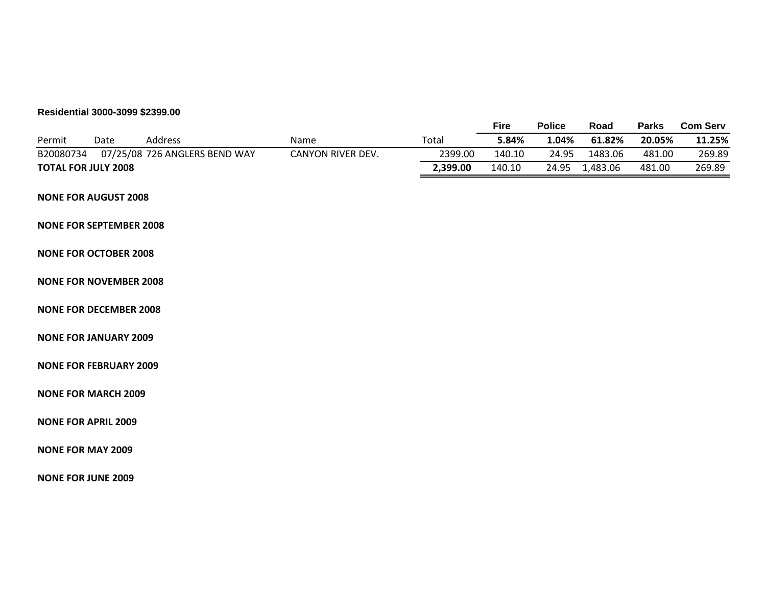**Residential 3000-3099 $2399.00**

| Permit | Date | Address | Name | Total | Fire 5.84% | Police 1.04% | Road 61.82% | Parks 20.05% | Com Serv 11.25% |
|---|---|---|---|---|---|---|---|---|---|
| B20080734 | 07/25/08 | 726 ANGLERS BEND WAY | CANYON RIVER DEV. | 2399.00 | 140.10 | 24.95 | 1483.06 | 481.00 | 269.89 |
| **TOTAL FOR JULY 2008** | | | | **2,399.00** | 140.10 | 24.95 | 1,483.06 | 481.00 | 269.89 |

**NONE FOR AUGUST 2008**

**NONE FOR SEPTEMBER 2008**

**NONE FOR OCTOBER 2008**

**NONE FOR NOVEMBER 2008**

**NONE FOR DECEMBER 2008**

**NONE FOR JANUARY 2009**

**NONE FOR FEBRUARY 2009**

**NONE FOR MARCH 2009**

**NONE FOR APRIL 2009**

**NONE FOR MAY 2009**

**NONE FOR JUNE 2009**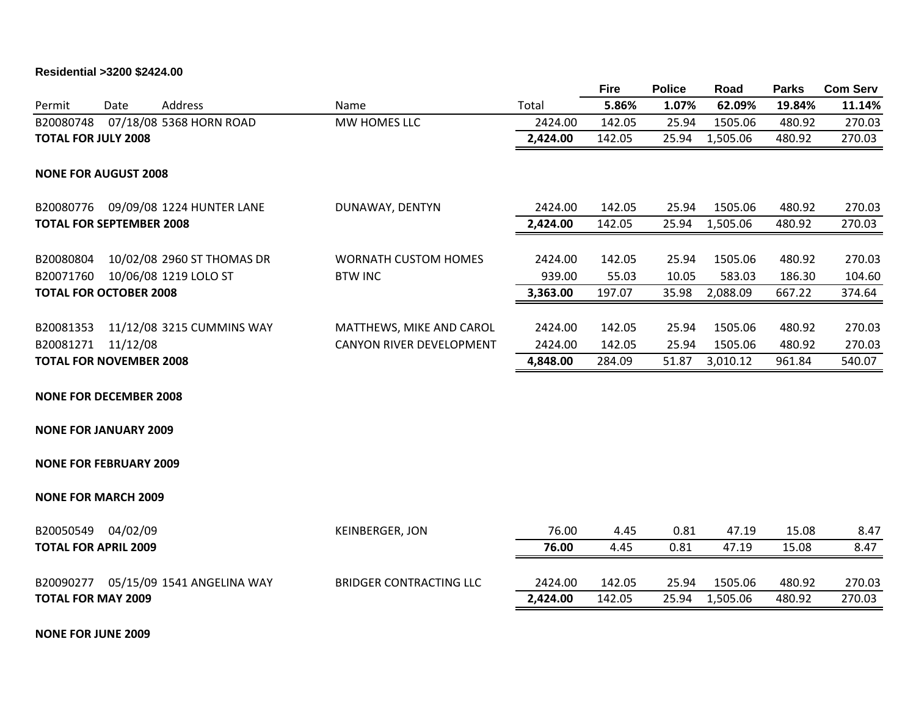**Residential >3200 $2424.00**

| Permit | Date | Address | Name | Total | Fire 5.86% | Police 1.07% | Road 62.09% | Parks 19.84% | Com Serv 11.14% |
|---|---|---|---|---|---|---|---|---|---|
| B20080748 | 07/18/08 | 5368 HORN ROAD | MW HOMES LLC | 2424.00 | 142.05 | 25.94 | 1505.06 | 480.92 | 270.03 |
| **TOTAL FOR JULY 2008** | | | | **2,424.00** | 142.05 | 25.94 | 1,505.06 | 480.92 | 270.03 |
| **NONE FOR AUGUST 2008** | | | | | | | | | |
| B20080776 | 09/09/08 | 1224 HUNTER LANE | DUNAWAY, DENTYN | 2424.00 | 142.05 | 25.94 | 1505.06 | 480.92 | 270.03 |
| **TOTAL FOR SEPTEMBER 2008** | | | | **2,424.00** | 142.05 | 25.94 | 1,505.06 | 480.92 | 270.03 |
| B20080804 | 10/02/08 | 2960 ST THOMAS DR | WORNATH CUSTOM HOMES | 2424.00 | 142.05 | 25.94 | 1505.06 | 480.92 | 270.03 |
| B20071760 | 10/06/08 | 1219 LOLO ST | BTW INC | 939.00 | 55.03 | 10.05 | 583.03 | 186.30 | 104.60 |
| **TOTAL FOR OCTOBER 2008** | | | | **3,363.00** | 197.07 | 35.98 | 2,088.09 | 667.22 | 374.64 |
| B20081353 | 11/12/08 | 3215 CUMMINS WAY | MATTHEWS, MIKE AND CAROL | 2424.00 | 142.05 | 25.94 | 1505.06 | 480.92 | 270.03 |
| B20081271 | 11/12/08 | | CANYON RIVER DEVELOPMENT | 2424.00 | 142.05 | 25.94 | 1505.06 | 480.92 | 270.03 |
| **TOTAL FOR NOVEMBER 2008** | | | | **4,848.00** | 284.09 | 51.87 | 3,010.12 | 961.84 | 540.07 |
| **NONE FOR DECEMBER 2008** | | | | | | | | | |
| **NONE FOR JANUARY 2009** | | | | | | | | | |
| **NONE FOR FEBRUARY 2009** | | | | | | | | | |
| **NONE FOR MARCH 2009** | | | | | | | | | |
| B20050549 | 04/02/09 | | KEINBERGER, JON | 76.00 | 4.45 | 0.81 | 47.19 | 15.08 | 8.47 |
| **TOTAL FOR APRIL 2009** | | | | **76.00** | 4.45 | 0.81 | 47.19 | 15.08 | 8.47 |
| B20090277 | 05/15/09 | 1541 ANGELINA WAY | BRIDGER CONTRACTING LLC | 2424.00 | 142.05 | 25.94 | 1505.06 | 480.92 | 270.03 |
| **TOTAL FOR MAY 2009** | | | | **2,424.00** | 142.05 | 25.94 | 1,505.06 | 480.92 | 270.03 |
| **NONE FOR JUNE 2009** | | | | | | | | | |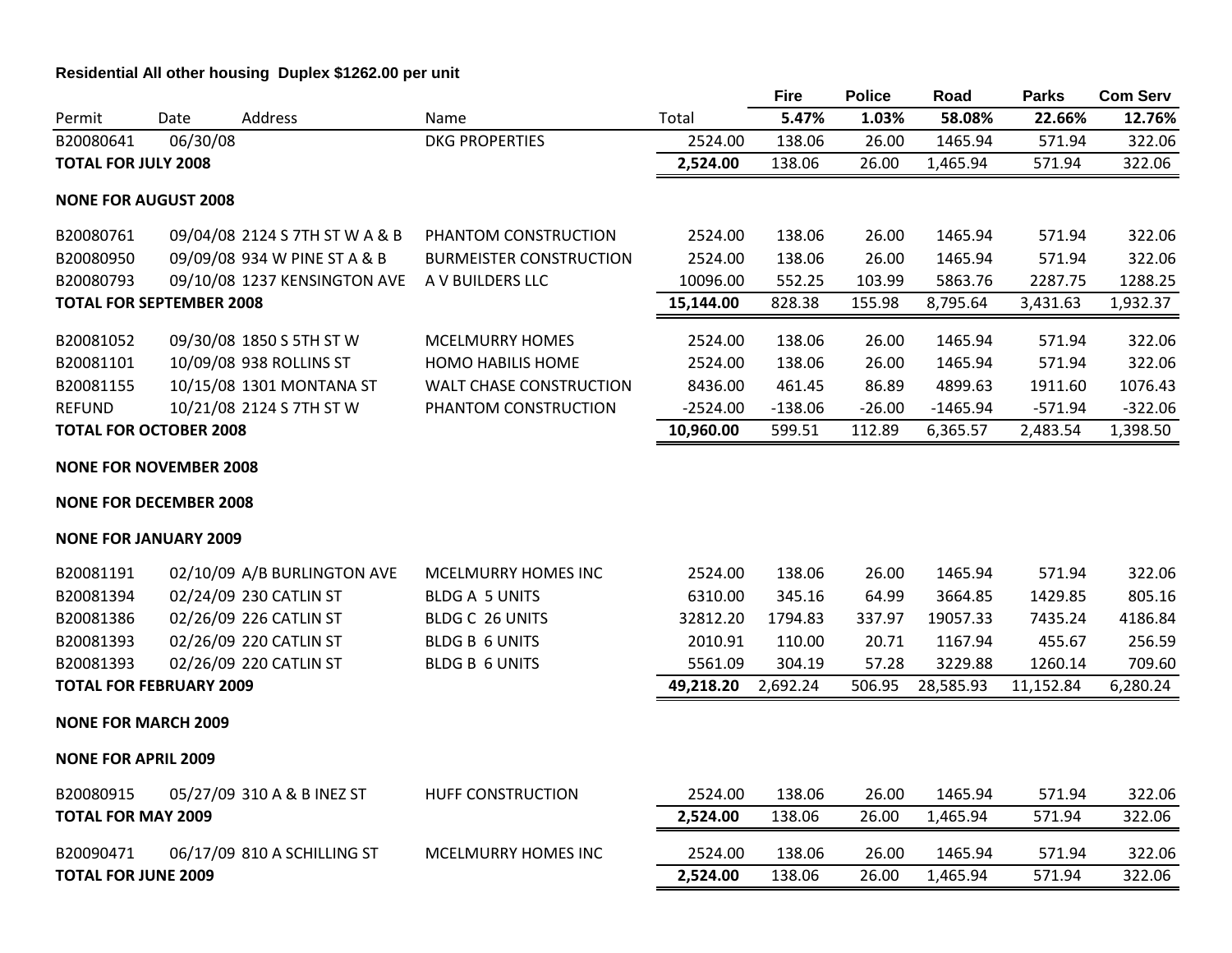**Residential All other housing Duplex $1262.00 per unit**

| Permit | Date | Address | Name | Total | Fire 5.47% | Police 1.03% | Road 58.08% | Parks 22.66% | Com Serv 12.76% |
|---|---|---|---|---|---|---|---|---|---|
| B20080641 | 06/30/08 | | DKG PROPERTIES | 2524.00 | 138.06 | 26.00 | 1465.94 | 571.94 | 322.06 |
| **TOTAL FOR JULY 2008** | | | | **2,524.00** | 138.06 | 26.00 | 1,465.94 | 571.94 | 322.06 |
| **NONE FOR AUGUST 2008** | | | | | | | | | |
| B20080761 | 09/04/08 | 2124 S 7TH ST W A & B | PHANTOM CONSTRUCTION | 2524.00 | 138.06 | 26.00 | 1465.94 | 571.94 | 322.06 |
| B20080950 | 09/09/08 | 934 W PINE ST A & B | BURMEISTER CONSTRUCTION | 2524.00 | 138.06 | 26.00 | 1465.94 | 571.94 | 322.06 |
| B20080793 | 09/10/08 | 1237 KENSINGTON AVE | A V BUILDERS LLC | 10096.00 | 552.25 | 103.99 | 5863.76 | 2287.75 | 1288.25 |
| **TOTAL FOR SEPTEMBER 2008** | | | | **15,144.00** | 828.38 | 155.98 | 8,795.64 | 3,431.63 | 1,932.37 |
| B20081052 | 09/30/08 | 1850 S 5TH ST W | MCELMURRY HOMES | 2524.00 | 138.06 | 26.00 | 1465.94 | 571.94 | 322.06 |
| B20081101 | 10/09/08 | 938 ROLLINS ST | HOMO HABILIS HOME | 2524.00 | 138.06 | 26.00 | 1465.94 | 571.94 | 322.06 |
| B20081155 | 10/15/08 | 1301 MONTANA ST | WALT CHASE CONSTRUCTION | 8436.00 | 461.45 | 86.89 | 4899.63 | 1911.60 | 1076.43 |
| REFUND | 10/21/08 | 2124 S 7TH ST W | PHANTOM CONSTRUCTION | -2524.00 | -138.06 | -26.00 | -1465.94 | -571.94 | -322.06 |
| **TOTAL FOR OCTOBER 2008** | | | | **10,960.00** | 599.51 | 112.89 | 6,365.57 | 2,483.54 | 1,398.50 |
| **NONE FOR NOVEMBER 2008** | | | | | | | | | |
| **NONE FOR DECEMBER 2008** | | | | | | | | | |
| **NONE FOR JANUARY 2009** | | | | | | | | | |
| B20081191 | 02/10/09 | A/B BURLINGTON AVE | MCELMURRY HOMES INC | 2524.00 | 138.06 | 26.00 | 1465.94 | 571.94 | 322.06 |
| B20081394 | 02/24/09 | 230 CATLIN ST | BLDG A 5 UNITS | 6310.00 | 345.16 | 64.99 | 3664.85 | 1429.85 | 805.16 |
| B20081386 | 02/26/09 | 226 CATLIN ST | BLDG C 26 UNITS | 32812.20 | 1794.83 | 337.97 | 19057.33 | 7435.24 | 4186.84 |
| B20081393 | 02/26/09 | 220 CATLIN ST | BLDG B 6 UNITS | 2010.91 | 110.00 | 20.71 | 1167.94 | 455.67 | 256.59 |
| B20081393 | 02/26/09 | 220 CATLIN ST | BLDG B 6 UNITS | 5561.09 | 304.19 | 57.28 | 3229.88 | 1260.14 | 709.60 |
| **TOTAL FOR FEBRUARY 2009** | | | | **49,218.20** | 2,692.24 | 506.95 | 28,585.93 | 11,152.84 | 6,280.24 |
| **NONE FOR MARCH 2009** | | | | | | | | | |
| **NONE FOR APRIL 2009** | | | | | | | | | |
| B20080915 | 05/27/09 | 310 A & B INEZ ST | HUFF CONSTRUCTION | 2524.00 | 138.06 | 26.00 | 1465.94 | 571.94 | 322.06 |
| **TOTAL FOR MAY 2009** | | | | **2,524.00** | 138.06 | 26.00 | 1,465.94 | 571.94 | 322.06 |
| B20090471 | 06/17/09 | 810 A SCHILLING ST | MCELMURRY HOMES INC | 2524.00 | 138.06 | 26.00 | 1465.94 | 571.94 | 322.06 |
| **TOTAL FOR JUNE 2009** | | | | **2,524.00** | 138.06 | 26.00 | 1,465.94 | 571.94 | 322.06 |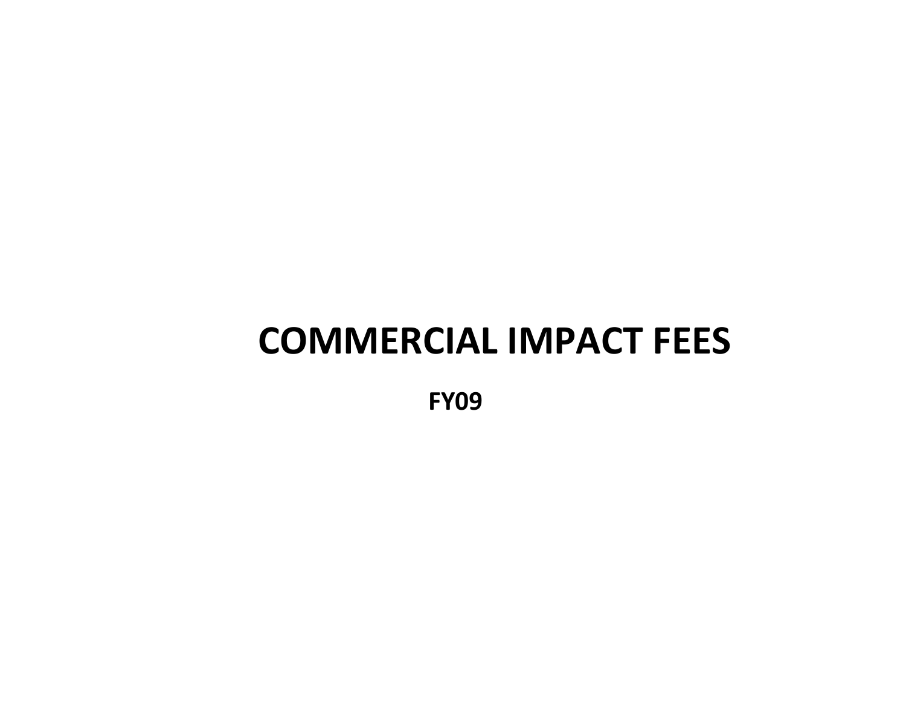# COMMERCIAL IMPACT FEES

**FY09**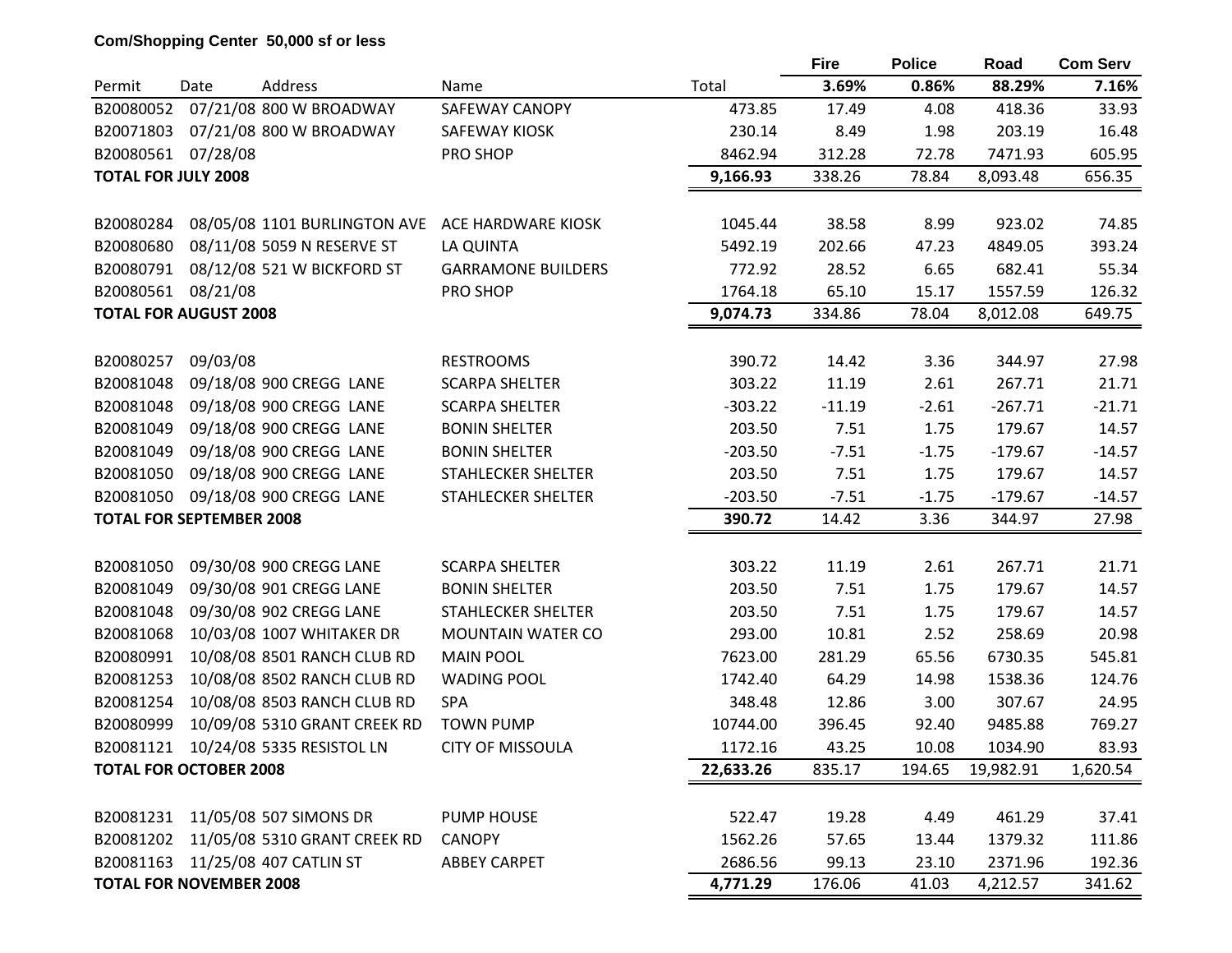**Com/Shopping Center 50,000 sf or less**

| Permit | Date | Address | Name | Total | Fire | Police | Road | Com Serv |
|---|---|---|---|---|---|---|---|---|
| | | | | | 3.69% | 0.86% | 88.29% | 7.16% |
| B20080052 | 07/21/08 | 800 W BROADWAY | SAFEWAY CANOPY | 473.85 | 17.49 | 4.08 | 418.36 | 33.93 |
| B20071803 | 07/21/08 | 800 W BROADWAY | SAFEWAY KIOSK | 230.14 | 8.49 | 1.98 | 203.19 | 16.48 |
| B20080561 | 07/28/08 | | PRO SHOP | 8462.94 | 312.28 | 72.78 | 7471.93 | 605.95 |
| **TOTAL FOR JULY 2008** | | | | **9,166.93** | 338.26 | 78.84 | 8,093.48 | 656.35 |
| | | | | | | | | |
| B20080284 | 08/05/08 | 1101 BURLINGTON AVE | ACE HARDWARE KIOSK | 1045.44 | 38.58 | 8.99 | 923.02 | 74.85 |
| B20080680 | 08/11/08 | 5059 N RESERVE ST | LA QUINTA | 5492.19 | 202.66 | 47.23 | 4849.05 | 393.24 |
| B20080791 | 08/12/08 | 521 W BICKFORD ST | GARRAMONE BUILDERS | 772.92 | 28.52 | 6.65 | 682.41 | 55.34 |
| B20080561 | 08/21/08 | | PRO SHOP | 1764.18 | 65.10 | 15.17 | 1557.59 | 126.32 |
| **TOTAL FOR AUGUST 2008** | | | | **9,074.73** | 334.86 | 78.04 | 8,012.08 | 649.75 |
| | | | | | | | | |
| B20080257 | 09/03/08 | | RESTROOMS | 390.72 | 14.42 | 3.36 | 344.97 | 27.98 |
| B20081048 | 09/18/08 | 900 CREGG LANE | SCARPA SHELTER | 303.22 | 11.19 | 2.61 | 267.71 | 21.71 |
| B20081048 | 09/18/08 | 900 CREGG LANE | SCARPA SHELTER | -303.22 | -11.19 | -2.61 | -267.71 | -21.71 |
| B20081049 | 09/18/08 | 900 CREGG LANE | BONIN SHELTER | 203.50 | 7.51 | 1.75 | 179.67 | 14.57 |
| B20081049 | 09/18/08 | 900 CREGG LANE | BONIN SHELTER | -203.50 | -7.51 | -1.75 | -179.67 | -14.57 |
| B20081050 | 09/18/08 | 900 CREGG LANE | STAHLECKER SHELTER | 203.50 | 7.51 | 1.75 | 179.67 | 14.57 |
| B20081050 | 09/18/08 | 900 CREGG LANE | STAHLECKER SHELTER | -203.50 | -7.51 | -1.75 | -179.67 | -14.57 |
| **TOTAL FOR SEPTEMBER 2008** | | | | **390.72** | 14.42 | 3.36 | 344.97 | 27.98 |
| | | | | | | | | |
| B20081050 | 09/30/08 | 900 CREGG LANE | SCARPA SHELTER | 303.22 | 11.19 | 2.61 | 267.71 | 21.71 |
| B20081049 | 09/30/08 | 901 CREGG LANE | BONIN SHELTER | 203.50 | 7.51 | 1.75 | 179.67 | 14.57 |
| B20081048 | 09/30/08 | 902 CREGG LANE | STAHLECKER SHELTER | 203.50 | 7.51 | 1.75 | 179.67 | 14.57 |
| B20081068 | 10/03/08 | 1007 WHITAKER DR | MOUNTAIN WATER CO | 293.00 | 10.81 | 2.52 | 258.69 | 20.98 |
| B20080991 | 10/08/08 | 8501 RANCH CLUB RD | MAIN POOL | 7623.00 | 281.29 | 65.56 | 6730.35 | 545.81 |
| B20081253 | 10/08/08 | 8502 RANCH CLUB RD | WADING POOL | 1742.40 | 64.29 | 14.98 | 1538.36 | 124.76 |
| B20081254 | 10/08/08 | 8503 RANCH CLUB RD | SPA | 348.48 | 12.86 | 3.00 | 307.67 | 24.95 |
| B20080999 | 10/09/08 | 5310 GRANT CREEK RD | TOWN PUMP | 10744.00 | 396.45 | 92.40 | 9485.88 | 769.27 |
| B20081121 | 10/24/08 | 5335 RESISTOL LN | CITY OF MISSOULA | 1172.16 | 43.25 | 10.08 | 1034.90 | 83.93 |
| **TOTAL FOR OCTOBER 2008** | | | | **22,633.26** | 835.17 | 194.65 | 19,982.91 | 1,620.54 |
| | | | | | | | | |
| B20081231 | 11/05/08 | 507 SIMONS DR | PUMP HOUSE | 522.47 | 19.28 | 4.49 | 461.29 | 37.41 |
| B20081202 | 11/05/08 | 5310 GRANT CREEK RD | CANOPY | 1562.26 | 57.65 | 13.44 | 1379.32 | 111.86 |
| B20081163 | 11/25/08 | 407 CATLIN ST | ABBEY CARPET | 2686.56 | 99.13 | 23.10 | 2371.96 | 192.36 |
| **TOTAL FOR NOVEMBER 2008** | | | | **4,771.29** | 176.06 | 41.03 | 4,212.57 | 341.62 |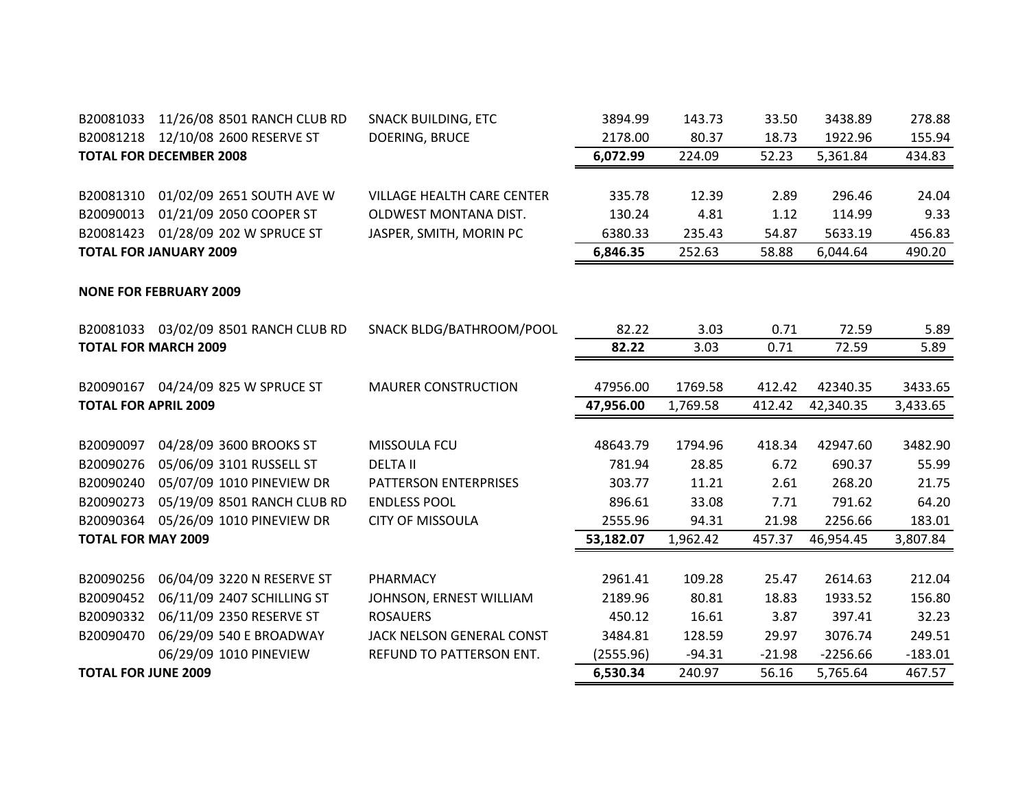| | | | | | | | | |
|---|---|---|---|---|---|---|---|---|
| B20081033 | 11/26/08 | 8501 RANCH CLUB RD | SNACK BUILDING, ETC | 3894.99 | 143.73 | 33.50 | 3438.89 | 278.88 |
| B20081218 | 12/10/08 | 2600 RESERVE ST | DOERING, BRUCE | 2178.00 | 80.37 | 18.73 | 1922.96 | 155.94 |
| **TOTAL FOR DECEMBER 2008** | | | | **6,072.99** | 224.09 | 52.23 | 5,361.84 | 434.83 |
| | | | | | | | | |
| B20081310 | 01/02/09 | 2651 SOUTH AVE W | VILLAGE HEALTH CARE CENTER | 335.78 | 12.39 | 2.89 | 296.46 | 24.04 |
| B20090013 | 01/21/09 | 2050 COOPER ST | OLDWEST MONTANA DIST. | 130.24 | 4.81 | 1.12 | 114.99 | 9.33 |
| B20081423 | 01/28/09 | 202 W SPRUCE ST | JASPER, SMITH, MORIN PC | 6380.33 | 235.43 | 54.87 | 5633.19 | 456.83 |
| **TOTAL FOR JANUARY 2009** | | | | **6,846.35** | 252.63 | 58.88 | 6,044.64 | 490.20 |
| | | | | | | | | |
| **NONE FOR FEBRUARY 2009** | | | | | | | | |
| | | | | | | | | |
| B20081033 | 03/02/09 | 8501 RANCH CLUB RD | SNACK BLDG/BATHROOM/POOL | 82.22 | 3.03 | 0.71 | 72.59 | 5.89 |
| **TOTAL FOR MARCH 2009** | | | | **82.22** | 3.03 | 0.71 | 72.59 | 5.89 |
| | | | | | | | | |
| B20090167 | 04/24/09 | 825 W SPRUCE ST | MAURER CONSTRUCTION | 47956.00 | 1769.58 | 412.42 | 42340.35 | 3433.65 |
| **TOTAL FOR APRIL 2009** | | | | **47,956.00** | 1,769.58 | 412.42 | 42,340.35 | 3,433.65 |
| | | | | | | | | |
| B20090097 | 04/28/09 | 3600 BROOKS ST | MISSOULA FCU | 48643.79 | 1794.96 | 418.34 | 42947.60 | 3482.90 |
| B20090276 | 05/06/09 | 3101 RUSSELL ST | DELTA II | 781.94 | 28.85 | 6.72 | 690.37 | 55.99 |
| B20090240 | 05/07/09 | 1010 PINEVIEW DR | PATTERSON ENTERPRISES | 303.77 | 11.21 | 2.61 | 268.20 | 21.75 |
| B20090273 | 05/19/09 | 8501 RANCH CLUB RD | ENDLESS POOL | 896.61 | 33.08 | 7.71 | 791.62 | 64.20 |
| B20090364 | 05/26/09 | 1010 PINEVIEW DR | CITY OF MISSOULA | 2555.96 | 94.31 | 21.98 | 2256.66 | 183.01 |
| **TOTAL FOR MAY 2009** | | | | **53,182.07** | 1,962.42 | 457.37 | 46,954.45 | 3,807.84 |
| | | | | | | | | |
| B20090256 | 06/04/09 | 3220 N RESERVE ST | PHARMACY | 2961.41 | 109.28 | 25.47 | 2614.63 | 212.04 |
| B20090452 | 06/11/09 | 2407 SCHILLING ST | JOHNSON, ERNEST WILLIAM | 2189.96 | 80.81 | 18.83 | 1933.52 | 156.80 |
| B20090332 | 06/11/09 | 2350 RESERVE ST | ROSAUERS | 450.12 | 16.61 | 3.87 | 397.41 | 32.23 |
| B20090470 | 06/29/09 | 540 E BROADWAY | JACK NELSON GENERAL CONST | 3484.81 | 128.59 | 29.97 | 3076.74 | 249.51 |
| | 06/29/09 | 1010 PINEVIEW | REFUND TO PATTERSON ENT. | (2555.96) | -94.31 | -21.98 | -2256.66 | -183.01 |
| **TOTAL FOR JUNE 2009** | | | | **6,530.34** | 240.97 | 56.16 | 5,765.64 | 467.57 |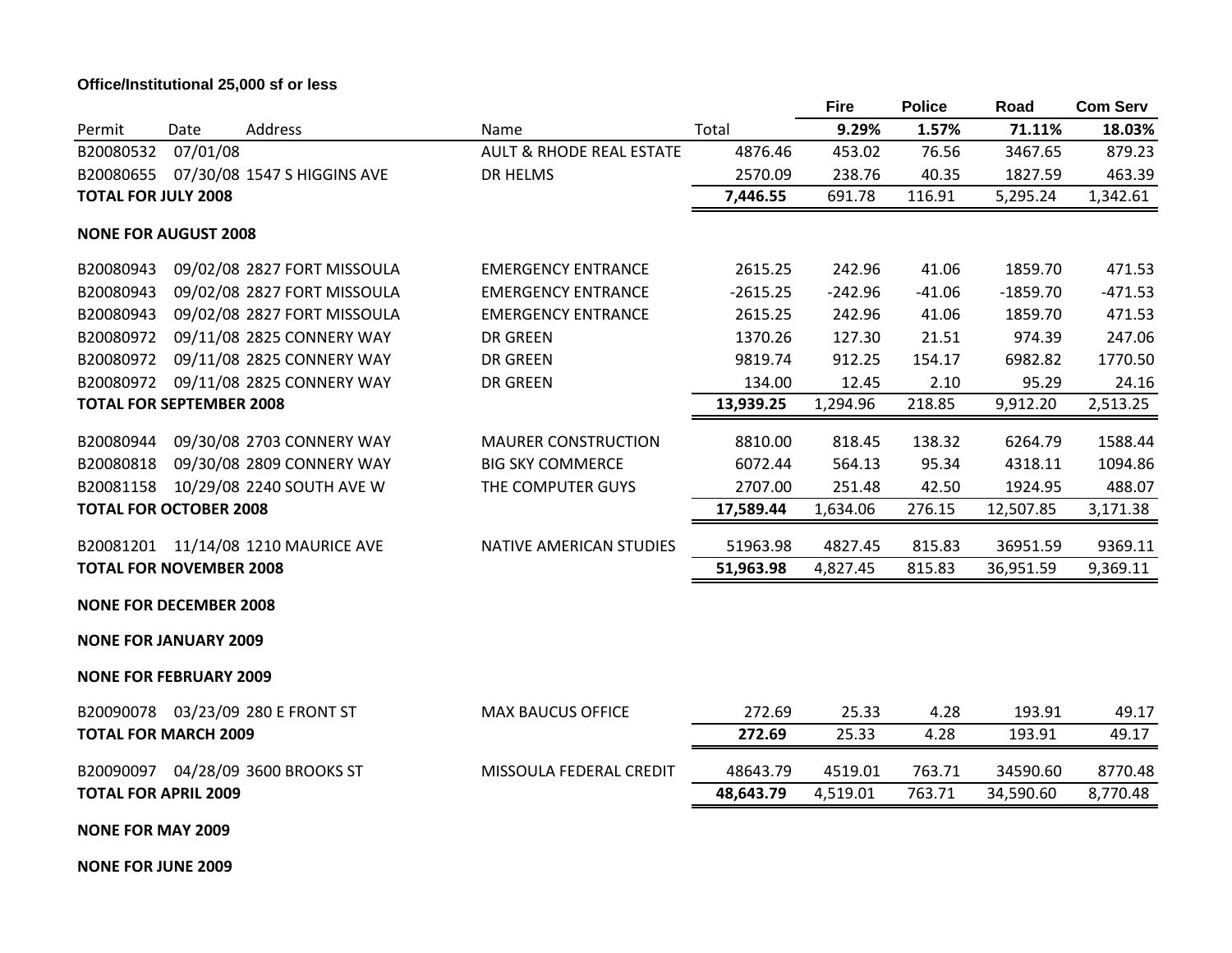**Office/Institutional 25,000 sf or less**

| Permit | Date | Address | Name | Total | Fire 9.29% | Police 1.57% | Road 71.11% | Com Serv 18.03% |
|---|---|---|---|---|---|---|---|---|
| B20080532 | 07/01/08 | | AULT & RHODE REAL ESTATE | 4876.46 | 453.02 | 76.56 | 3467.65 | 879.23 |
| B20080655 | 07/30/08 | 1547 S HIGGINS AVE | DR HELMS | 2570.09 | 238.76 | 40.35 | 1827.59 | 463.39 |
| **TOTAL FOR JULY 2008** | | | | **7,446.55** | 691.78 | 116.91 | 5,295.24 | 1,342.61 |
| **NONE FOR AUGUST 2008** | | | | | | | | |
| B20080943 | 09/02/08 | 2827 FORT MISSOULA | EMERGENCY ENTRANCE | 2615.25 | 242.96 | 41.06 | 1859.70 | 471.53 |
| B20080943 | 09/02/08 | 2827 FORT MISSOULA | EMERGENCY ENTRANCE | -2615.25 | -242.96 | -41.06 | -1859.70 | -471.53 |
| B20080943 | 09/02/08 | 2827 FORT MISSOULA | EMERGENCY ENTRANCE | 2615.25 | 242.96 | 41.06 | 1859.70 | 471.53 |
| B20080972 | 09/11/08 | 2825 CONNERY WAY | DR GREEN | 1370.26 | 127.30 | 21.51 | 974.39 | 247.06 |
| B20080972 | 09/11/08 | 2825 CONNERY WAY | DR GREEN | 9819.74 | 912.25 | 154.17 | 6982.82 | 1770.50 |
| B20080972 | 09/11/08 | 2825 CONNERY WAY | DR GREEN | 134.00 | 12.45 | 2.10 | 95.29 | 24.16 |
| **TOTAL FOR SEPTEMBER 2008** | | | | **13,939.25** | 1,294.96 | 218.85 | 9,912.20 | 2,513.25 |
| B20080944 | 09/30/08 | 2703 CONNERY WAY | MAURER CONSTRUCTION | 8810.00 | 818.45 | 138.32 | 6264.79 | 1588.44 |
| B20080818 | 09/30/08 | 2809 CONNERY WAY | BIG SKY COMMERCE | 6072.44 | 564.13 | 95.34 | 4318.11 | 1094.86 |
| B20081158 | 10/29/08 | 2240 SOUTH AVE W | THE COMPUTER GUYS | 2707.00 | 251.48 | 42.50 | 1924.95 | 488.07 |
| **TOTAL FOR OCTOBER 2008** | | | | **17,589.44** | 1,634.06 | 276.15 | 12,507.85 | 3,171.38 |
| B20081201 | 11/14/08 | 1210 MAURICE AVE | NATIVE AMERICAN STUDIES | 51963.98 | 4827.45 | 815.83 | 36951.59 | 9369.11 |
| **TOTAL FOR NOVEMBER 2008** | | | | **51,963.98** | 4,827.45 | 815.83 | 36,951.59 | 9,369.11 |
| **NONE FOR DECEMBER 2008** | | | | | | | | |
| **NONE FOR JANUARY 2009** | | | | | | | | |
| **NONE FOR FEBRUARY 2009** | | | | | | | | |
| B20090078 | 03/23/09 | 280 E FRONT ST | MAX BAUCUS OFFICE | 272.69 | 25.33 | 4.28 | 193.91 | 49.17 |
| **TOTAL FOR MARCH 2009** | | | | **272.69** | 25.33 | 4.28 | 193.91 | 49.17 |
| B20090097 | 04/28/09 | 3600 BROOKS ST | MISSOULA FEDERAL CREDIT | 48643.79 | 4519.01 | 763.71 | 34590.60 | 8770.48 |
| **TOTAL FOR APRIL 2009** | | | | **48,643.79** | 4,519.01 | 763.71 | 34,590.60 | 8,770.48 |
| **NONE FOR MAY 2009** | | | | | | | | |
| **NONE FOR JUNE 2009** | | | | | | | | |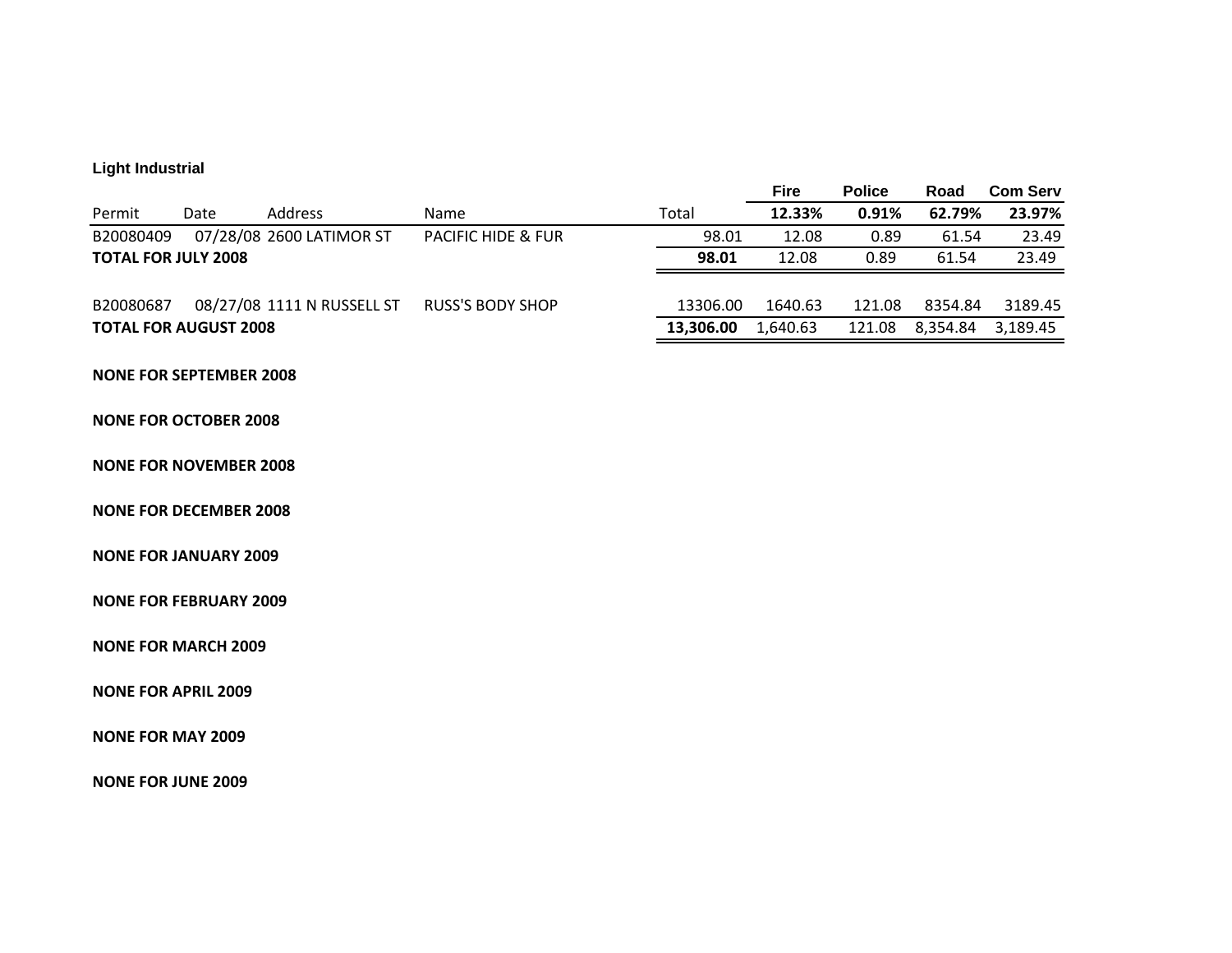**Light Industrial**

| Permit | Date | Address | Name | Total | Fire<br>12.33% | Police<br>0.91% | Road<br>62.79% | Com Serv<br>23.97% |
|---|---|---|---|---|---|---|---|---|
| B20080409 | 07/28/08 | 2600 LATIMOR ST | PACIFIC HIDE & FUR | 98.01 | 12.08 | 0.89 | 61.54 | 23.49 |
| **TOTAL FOR JULY 2008** | | | | **98.01** | 12.08 | 0.89 | 61.54 | 23.49 |
| B20080687 | 08/27/08 | 1111 N RUSSELL ST | RUSS'S BODY SHOP | 13306.00 | 1640.63 | 121.08 | 8354.84 | 3189.45 |
| **TOTAL FOR AUGUST 2008** | | | | **13,306.00** | 1,640.63 | 121.08 | 8,354.84 | 3,189.45 |

**NONE FOR SEPTEMBER 2008**

**NONE FOR OCTOBER 2008**

**NONE FOR NOVEMBER 2008**

**NONE FOR DECEMBER 2008**

**NONE FOR JANUARY 2009**

**NONE FOR FEBRUARY 2009**

**NONE FOR MARCH 2009**

**NONE FOR APRIL 2009**

**NONE FOR MAY 2009**

**NONE FOR JUNE 2009**